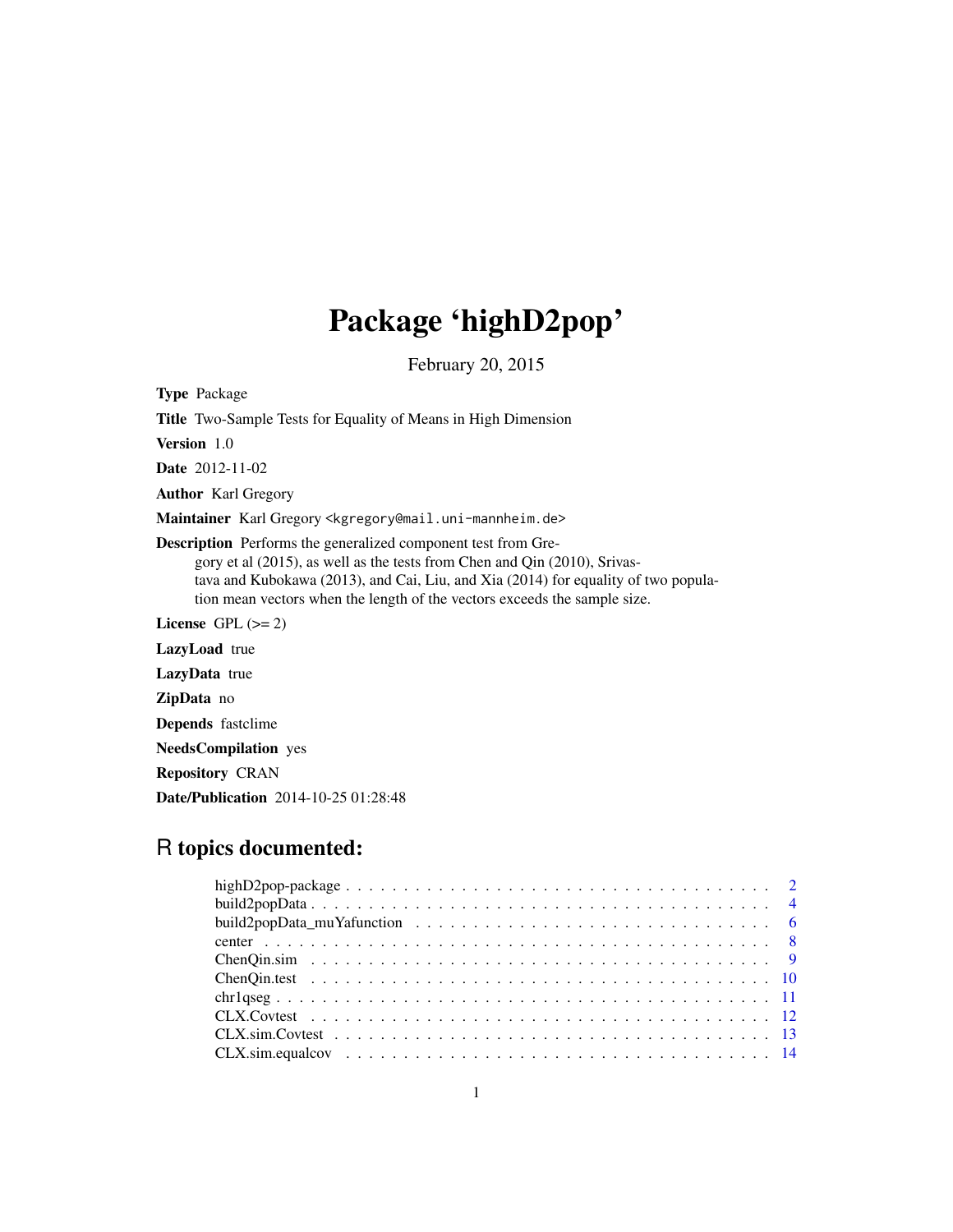# Package 'highD2pop'

February 20, 2015

**Type** Package

**Title** Two-Sample Tests for Equality of Means in High Dimension

**Version** 1.0

**Date** 2012-11-02

**Author** Karl Gregory

**Maintainer** Karl Gregory <kgregory@mail.uni-mannheim.de>

**Description** Performs the generalized component test from Gregory et al (2015), as well as the tests from Chen and Qin (2010), Srivastava and Kubokawa (2013), and Cai, Liu, and Xia (2014) for equality of two population mean vectors when the length of the vectors exceeds the sample size.

**License** GPL (>= 2)

**LazyLoad** true

**LazyData** true

**ZipData** no

**Depends** fastclime

**NeedsCompilation** yes

**Repository** CRAN

**Date/Publication** 2014-10-25 01:28:48

## R topics documented:

- highD2pop-package . . . . . . . . . . . . . . . . . . . . . . . . . . . . . . . . . . . 2
- build2popData . . . . . . . . . . . . . . . . . . . . . . . . . . . . . . . . . . . . . 4
- build2popData_muYafunction . . . . . . . . . . . . . . . . . . . . . . . . . . . . . 6
- center . . . . . . . . . . . . . . . . . . . . . . . . . . . . . . . . . . . . . . . . . 8
- ChenQin.sim . . . . . . . . . . . . . . . . . . . . . . . . . . . . . . . . . . . . . . 9
- ChenQin.test . . . . . . . . . . . . . . . . . . . . . . . . . . . . . . . . . . . . . 10
- chr1qseg . . . . . . . . . . . . . . . . . . . . . . . . . . . . . . . . . . . . . . . . 11
- CLX.Covtest . . . . . . . . . . . . . . . . . . . . . . . . . . . . . . . . . . . . . . 12
- CLX.sim.Covtest . . . . . . . . . . . . . . . . . . . . . . . . . . . . . . . . . . . 13
- CLX.sim.equalcov . . . . . . . . . . . . . . . . . . . . . . . . . . . . . . . . . . . 14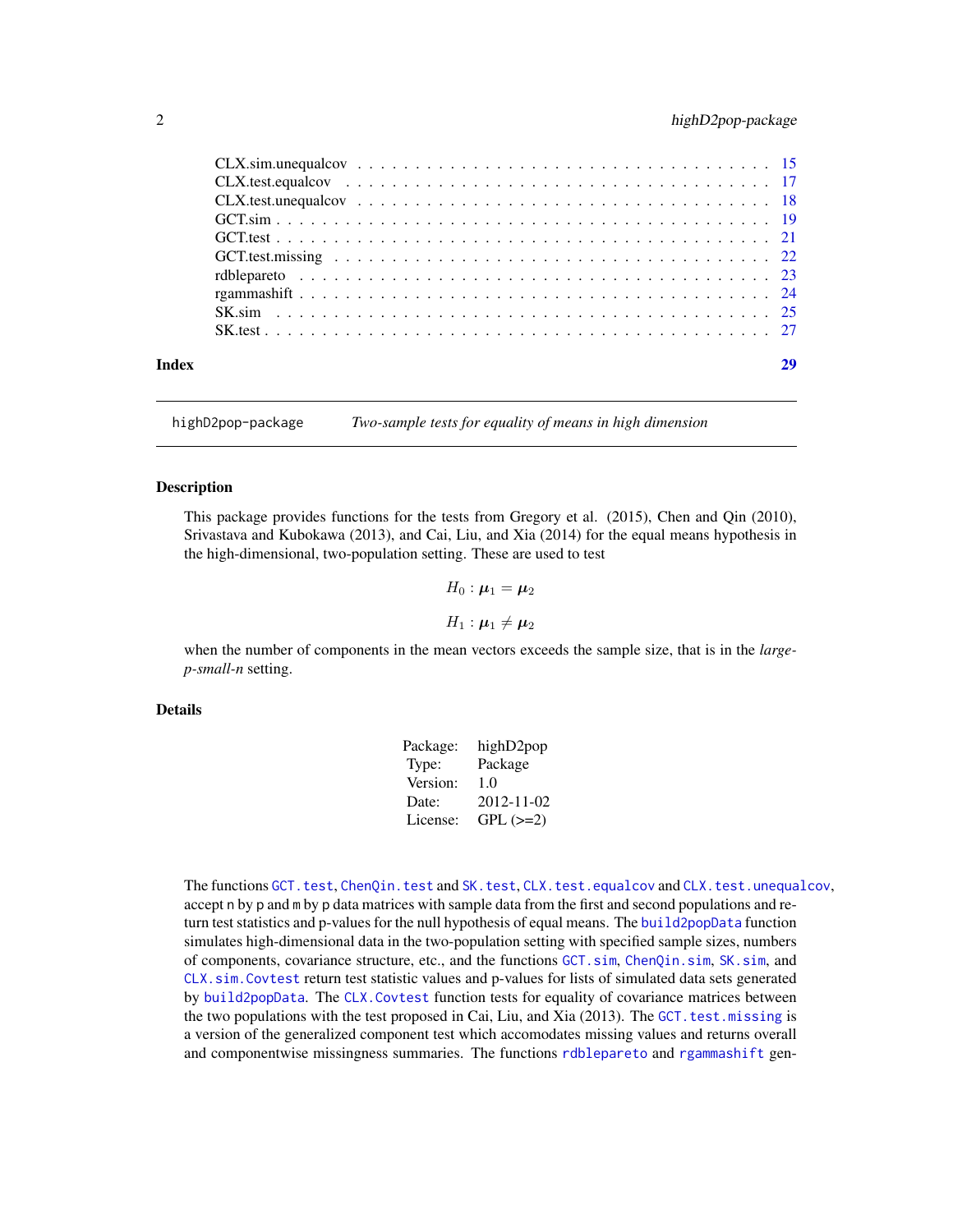| | |
|---|---|
| CLX.sim.unequalcov | 15 |
| CLX.test.equalcov | 17 |
| CLX.test.unequalcov | 18 |
| GCT.sim | 19 |
| GCT.test | 21 |
| GCT.test.missing | 22 |
| rdblepareto | 23 |
| rgammashift | 24 |
| SK.sim | 25 |
| SK.test | 27 |

**Index** **29**

---

`highD2pop-package` *Two-sample tests for equality of means in high dimension*

---

## Description

This package provides functions for the tests from Gregory et al. (2015), Chen and Qin (2010), Srivastava and Kubokawa (2013), and Cai, Liu, and Xia (2014) for the equal means hypothesis in the high-dimensional, two-population setting. These are used to test

$$H_0 : \boldsymbol{\mu}_1 = \boldsymbol{\mu}_2$$

$$H_1 : \boldsymbol{\mu}_1 \neq \boldsymbol{\mu}_2$$

when the number of components in the mean vectors exceeds the sample size, that is in the *large-p-small-n* setting.

## Details

| | |
|---|---|
| Package: | highD2pop |
| Type: | Package |
| Version: | 1.0 |
| Date: | 2012-11-02 |
| License: | GPL (>=2) |

The functions `GCT.test`, `ChenQin.test` and `SK.test`, `CLX.test.equalcov` and `CLX.test.unequalcov`, accept `n` by `p` and `m` by `p` data matrices with sample data from the first and second populations and return test statistics and p-values for the null hypothesis of equal means. The `build2popData` function simulates high-dimensional data in the two-population setting with specified sample sizes, numbers of components, covariance structure, etc., and the functions `GCT.sim`, `ChenQin.sim`, `SK.sim`, and `CLX.sim.Covtest` return test statistic values and p-values for lists of simulated data sets generated by `build2popData`. The `CLX.Covtest` function tests for equality of covariance matrices between the two populations with the test proposed in Cai, Liu, and Xia (2013). The `GCT.test.missing` is a version of the generalized component test which accomodates missing values and returns overall and componentwise missingness summaries. The functions `rdblepareto` and `rgammashift` gen-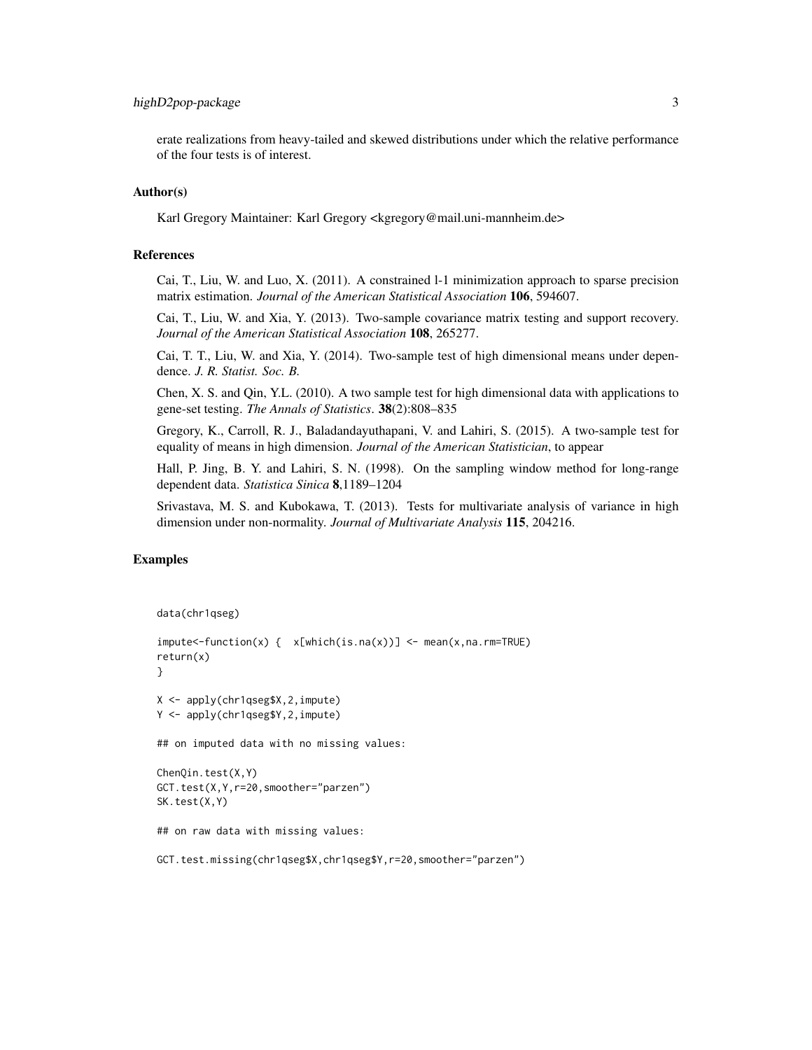erate realizations from heavy-tailed and skewed distributions under which the relative performance of the four tests is of interest.

### Author(s)

Karl Gregory Maintainer: Karl Gregory <kgregory@mail.uni-mannheim.de>

### References

Cai, T., Liu, W. and Luo, X. (2011). A constrained l-1 minimization approach to sparse precision matrix estimation. *Journal of the American Statistical Association* **106**, 594607.

Cai, T., Liu, W. and Xia, Y. (2013). Two-sample covariance matrix testing and support recovery. *Journal of the American Statistical Association* **108**, 265277.

Cai, T. T., Liu, W. and Xia, Y. (2014). Two-sample test of high dimensional means under dependence. *J. R. Statist. Soc. B.*

Chen, X. S. and Qin, Y.L. (2010). A two sample test for high dimensional data with applications to gene-set testing. *The Annals of Statistics*. **38**(2):808–835

Gregory, K., Carroll, R. J., Baladandayuthapani, V. and Lahiri, S. (2015). A two-sample test for equality of means in high dimension. *Journal of the American Statistician*, to appear

Hall, P. Jing, B. Y. and Lahiri, S. N. (1998). On the sampling window method for long-range dependent data. *Statistica Sinica* **8**,1189–1204

Srivastava, M. S. and Kubokawa, T. (2013). Tests for multivariate analysis of variance in high dimension under non-normality. *Journal of Multivariate Analysis* **115**, 204216.

### Examples

```
data(chr1qseg)

impute<-function(x) {  x[which(is.na(x))] <- mean(x,na.rm=TRUE)
return(x)
}

X <- apply(chr1qseg$X,2,impute)
Y <- apply(chr1qseg$Y,2,impute)

## on imputed data with no missing values:

ChenQin.test(X,Y)
GCT.test(X,Y,r=20,smoother="parzen")
SK.test(X,Y)

## on raw data with missing values:

GCT.test.missing(chr1qseg$X,chr1qseg$Y,r=20,smoother="parzen")
```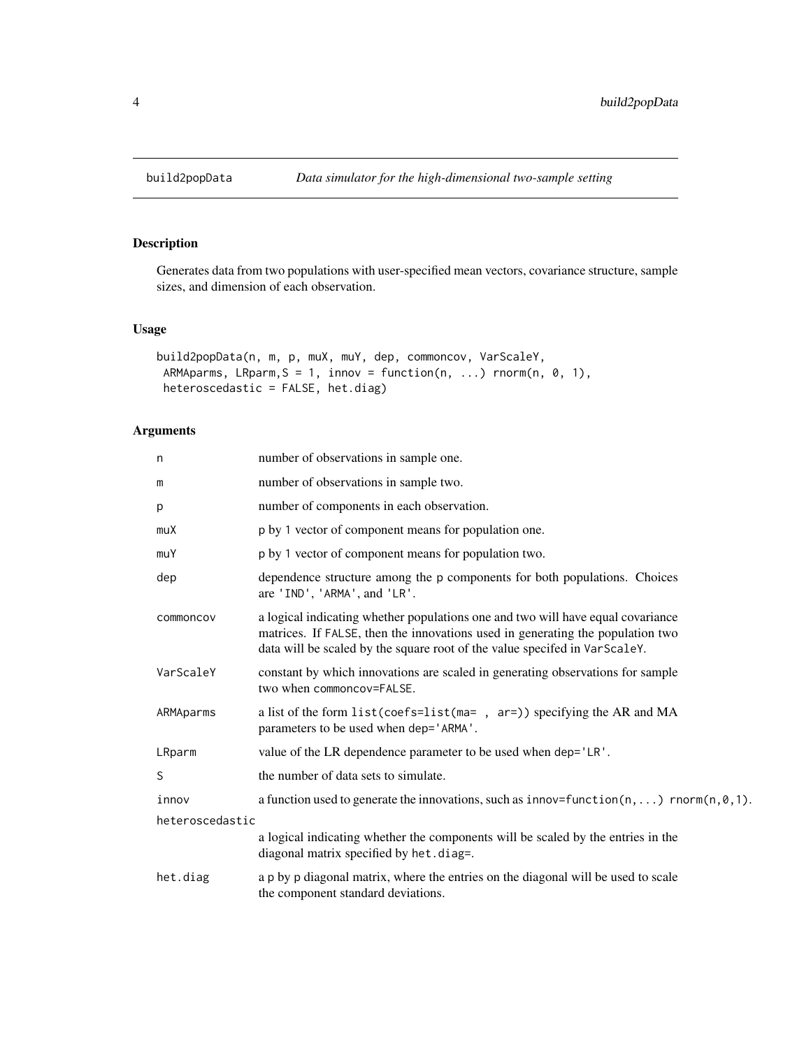## build2popData — *Data simulator for the high-dimensional two-sample setting*

### Description

Generates data from two populations with user-specified mean vectors, covariance structure, sample sizes, and dimension of each observation.

### Usage

```
build2popData(n, m, p, muX, muY, dep, commoncov, VarScaleY,
 ARMAparms, LRparm,S = 1, innov = function(n, ...) rnorm(n, 0, 1),
 heteroscedastic = FALSE, het.diag)
```

### Arguments

| Argument | Description |
|---|---|
| `n` | number of observations in sample one. |
| `m` | number of observations in sample two. |
| `p` | number of components in each observation. |
| `muX` | `p` by `1` vector of component means for population one. |
| `muY` | `p` by `1` vector of component means for population two. |
| `dep` | dependence structure among the `p` components for both populations. Choices are `'IND'`, `'ARMA'`, and `'LR'`. |
| `commoncov` | a logical indicating whether populations one and two will have equal covariance matrices. If `FALSE`, then the innovations used in generating the population two data will be scaled by the square root of the value specifed in `VarScaleY`. |
| `VarScaleY` | constant by which innovations are scaled in generating observations for sample two when `commoncov=FALSE`. |
| `ARMAparms` | a list of the form `list(coefs=list(ma= , ar=))` specifying the AR and MA parameters to be used when `dep='ARMA'`. |
| `LRparm` | value of the LR dependence parameter to be used when `dep='LR'`. |
| `S` | the number of data sets to simulate. |
| `innov` | a function used to generate the innovations, such as `innov=function(n,...) rnorm(n,0,1)`. |
| `heteroscedastic` | a logical indicating whether the components will be scaled by the entries in the diagonal matrix specified by `het.diag=`. |
| `het.diag` | a `p` by `p` diagonal matrix, where the entries on the diagonal will be used to scale the component standard deviations. |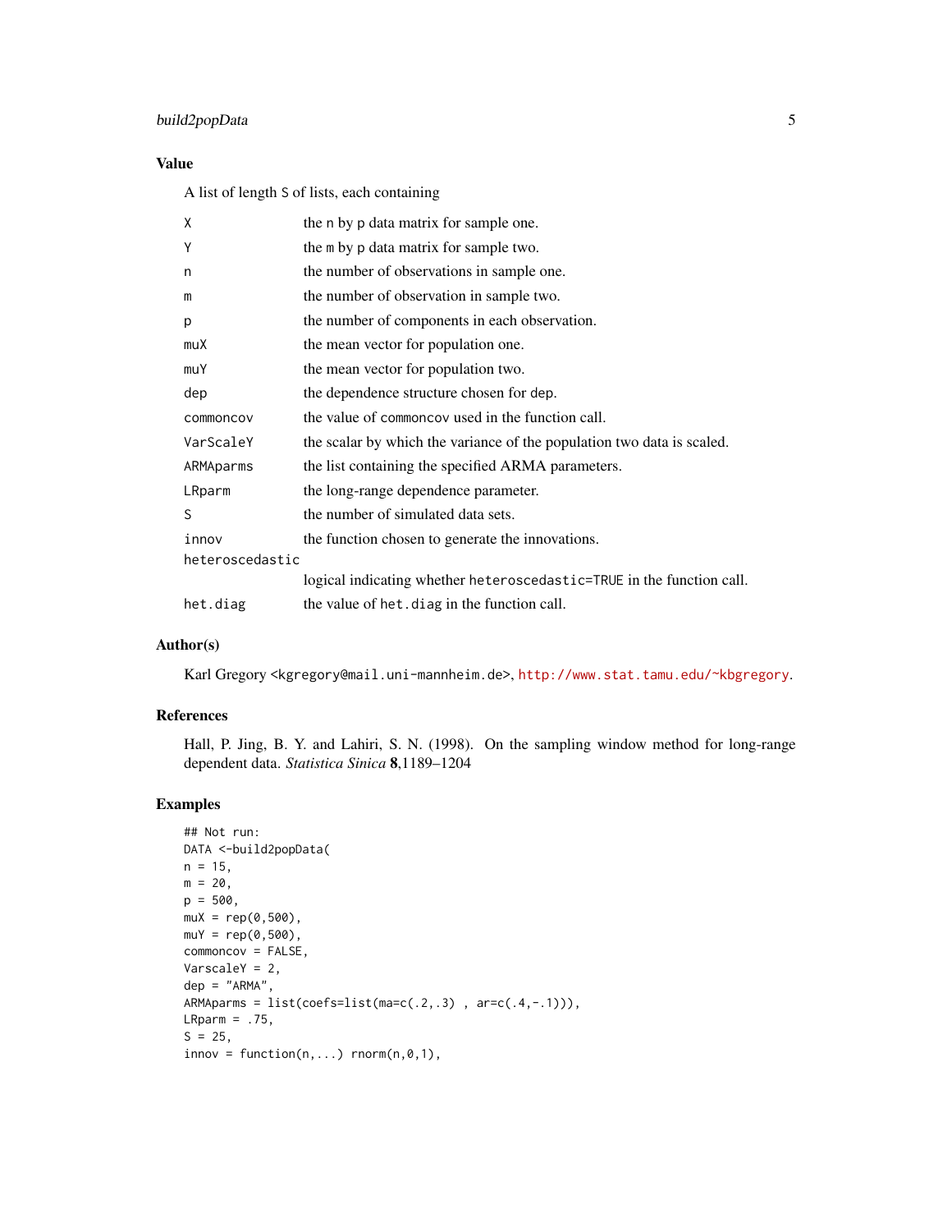## Value

A list of length `S` of lists, each containing

| | |
|---|---|
| `X` | the `n` by `p` data matrix for sample one. |
| `Y` | the `m` by `p` data matrix for sample two. |
| `n` | the number of observations in sample one. |
| `m` | the number of observation in sample two. |
| `p` | the number of components in each observation. |
| `muX` | the mean vector for population one. |
| `muY` | the mean vector for population two. |
| `dep` | the dependence structure chosen for `dep`. |
| `commoncov` | the value of `commoncov` used in the function call. |
| `VarScaleY` | the scalar by which the variance of the population two data is scaled. |
| `ARMAparms` | the list containing the specified ARMA parameters. |
| `LRparm` | the long-range dependence parameter. |
| `S` | the number of simulated data sets. |
| `innov` | the function chosen to generate the innovations. |
| `heteroscedastic` | logical indicating whether `heteroscedastic=TRUE` in the function call. |
| `het.diag` | the value of `het.diag` in the function call. |

## Author(s)

Karl Gregory <kgregory@mail.uni-mannheim.de>, http://www.stat.tamu.edu/~kbgregory.

## References

Hall, P. Jing, B. Y. and Lahiri, S. N. (1998). On the sampling window method for long-range dependent data. *Statistica Sinica* **8**,1189–1204

## Examples

```
## Not run:
DATA <-build2popData(
n = 15,
m = 20,
p = 500,
muX = rep(0,500),
muY = rep(0,500),
commoncov = FALSE,
VarscaleY = 2,
dep = "ARMA",
ARMAparms = list(coefs=list(ma=c(.2,.3) , ar=c(.4,-.1))),
LRparm = .75,
S = 25,
innov = function(n,...) rnorm(n,0,1),
```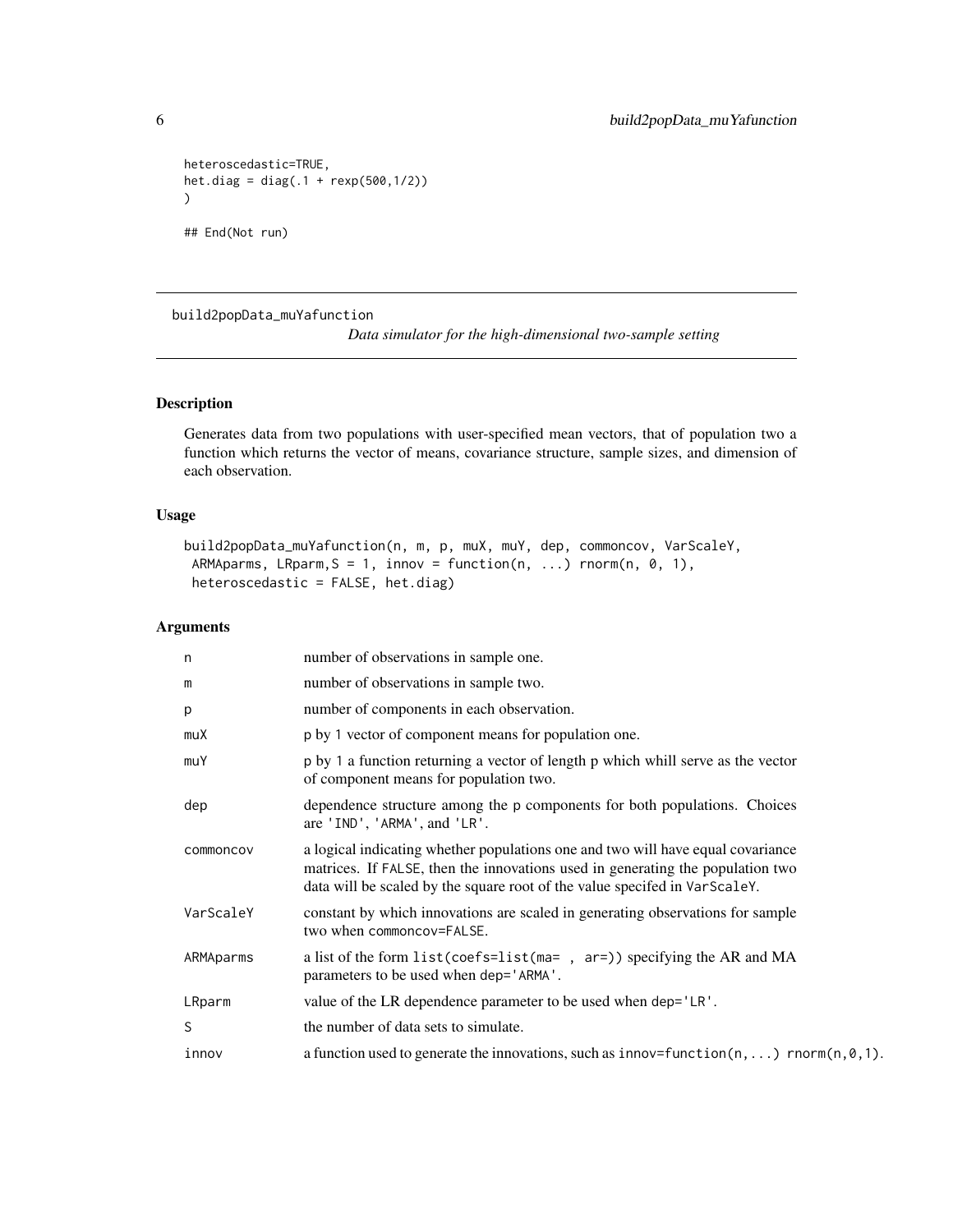```
heteroscedastic=TRUE,
het.diag = diag(.1 + rexp(500,1/2))
)

## End(Not run)
```

---

## build2popData_muYafunction

*Data simulator for the high-dimensional two-sample setting*

---

### Description

Generates data from two populations with user-specified mean vectors, that of population two a function which returns the vector of means, covariance structure, sample sizes, and dimension of each observation.

### Usage

```
build2popData_muYafunction(n, m, p, muX, muY, dep, commoncov, VarScaleY,
 ARMAparms, LRparm,S = 1, innov = function(n, ...) rnorm(n, 0, 1),
 heteroscedastic = FALSE, het.diag)
```

### Arguments

| | |
|---|---|
| n | number of observations in sample one. |
| m | number of observations in sample two. |
| p | number of components in each observation. |
| muX | p by 1 vector of component means for population one. |
| muY | p by 1 a function returning a vector of length p which whill serve as the vector of component means for population two. |
| dep | dependence structure among the p components for both populations. Choices are 'IND', 'ARMA', and 'LR'. |
| commoncov | a logical indicating whether populations one and two will have equal covariance matrices. If FALSE, then the innovations used in generating the population two data will be scaled by the square root of the value specifed in VarScaleY. |
| VarScaleY | constant by which innovations are scaled in generating observations for sample two when commoncov=FALSE. |
| ARMAparms | a list of the form list(coefs=list(ma= , ar=)) specifying the AR and MA parameters to be used when dep='ARMA'. |
| LRparm | value of the LR dependence parameter to be used when dep='LR'. |
| S | the number of data sets to simulate. |
| innov | a function used to generate the innovations, such as innov=function(n,...) rnorm(n,0,1). |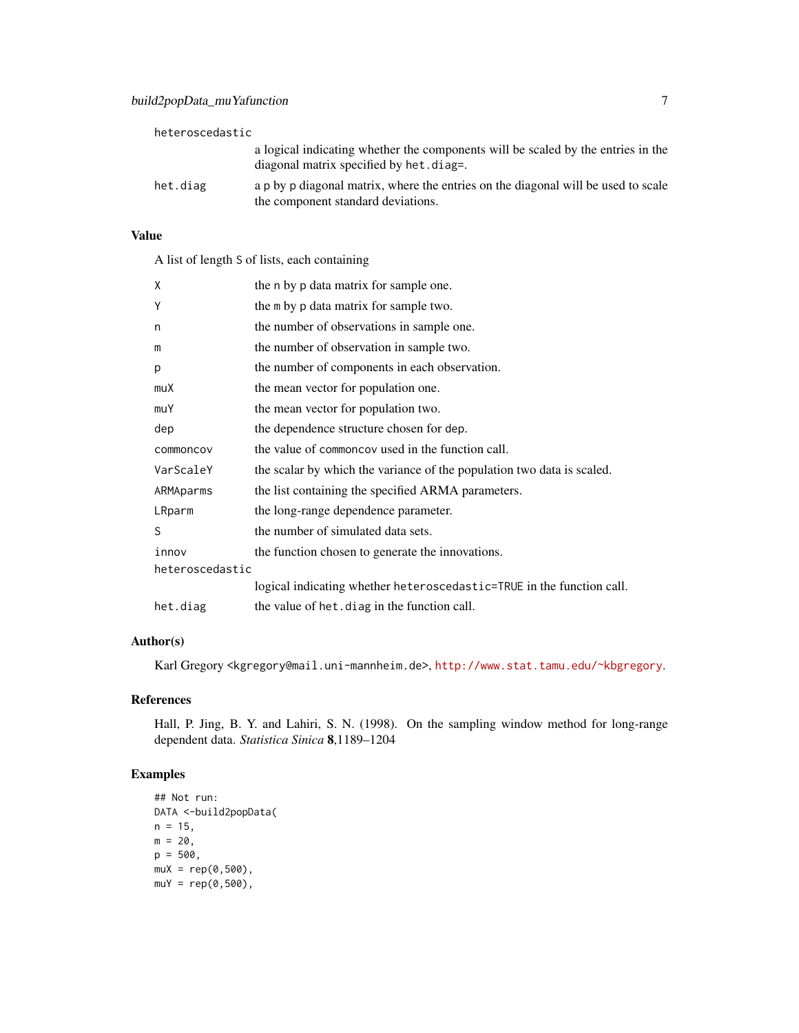| | |
|---|---|
| heteroscedastic | a logical indicating whether the components will be scaled by the entries in the diagonal matrix specified by het.diag=. |
| het.diag | a p by p diagonal matrix, where the entries on the diagonal will be used to scale the component standard deviations. |

## Value

A list of length S of lists, each containing

| | |
|---|---|
| X | the n by p data matrix for sample one. |
| Y | the m by p data matrix for sample two. |
| n | the number of observations in sample one. |
| m | the number of observation in sample two. |
| p | the number of components in each observation. |
| muX | the mean vector for population one. |
| muY | the mean vector for population two. |
| dep | the dependence structure chosen for dep. |
| commoncov | the value of commoncov used in the function call. |
| VarScaleY | the scalar by which the variance of the population two data is scaled. |
| ARMAparms | the list containing the specified ARMA parameters. |
| LRparm | the long-range dependence parameter. |
| S | the number of simulated data sets. |
| innov | the function chosen to generate the innovations. |
| heteroscedastic | logical indicating whether heteroscedastic=TRUE in the function call. |
| het.diag | the value of het.diag in the function call. |

## Author(s)

Karl Gregory <kgregory@mail.uni-mannheim.de>, http://www.stat.tamu.edu/~kbgregory.

## References

Hall, P. Jing, B. Y. and Lahiri, S. N. (1998). On the sampling window method for long-range dependent data. *Statistica Sinica* **8**,1189–1204

## Examples

```
## Not run:
DATA <-build2popData(
n = 15,
m = 20,
p = 500,
muX = rep(0,500),
muY = rep(0,500),
```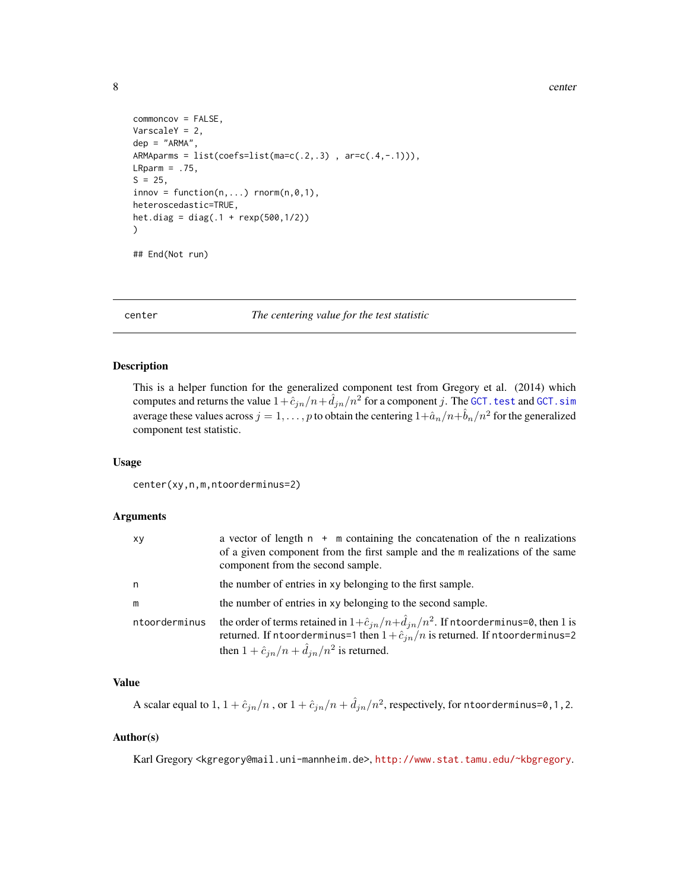```
commoncov = FALSE,
VarscaleY = 2,
dep = "ARMA",
ARMAparms = list(coefs=list(ma=c(.2,.3) , ar=c(.4,-.1))),
LRparm = .75,
S = 25,
innov = function(n,...) rnorm(n,0,1),
heteroscedastic=TRUE,
het.diag = diag(.1 + rexp(500,1/2))
)

## End(Not run)
```

---

## center — *The centering value for the test statistic*

### Description

This is a helper function for the generalized component test from Gregory et al. (2014) which computes and returns the value $1+\hat{c}_{jn}/n+\hat{d}_{jn}/n^2$ for a component $j$. The GCT.test and GCT.sim average these values across $j = 1,\ldots,p$ to obtain the centering $1+\hat{a}_n/n+\hat{b}_n/n^2$ for the generalized component test statistic.

### Usage

```
center(xy,n,m,ntoorderminus=2)
```

### Arguments

| | |
|---|---|
| xy | a vector of length n + m containing the concatenation of the n realizations of a given component from the first sample and the m realizations of the same component from the second sample. |
| n | the number of entries in xy belonging to the first sample. |
| m | the number of entries in xy belonging to the second sample. |
| ntoorderminus | the order of terms retained in $1+\hat{c}_{jn}/n+\hat{d}_{jn}/n^2$. If ntoorderminus=0, then 1 is returned. If ntoorderminus=1 then $1+\hat{c}_{jn}/n$ is returned. If ntoorderminus=2 then $1+\hat{c}_{jn}/n+\hat{d}_{jn}/n^2$ is returned. |

### Value

A scalar equal to 1, $1+\hat{c}_{jn}/n$ , or $1+\hat{c}_{jn}/n+\hat{d}_{jn}/n^2$, respectively, for ntoorderminus=0,1,2.

### Author(s)

Karl Gregory <kgregory@mail.uni-mannheim.de>, http://www.stat.tamu.edu/~kbgregory.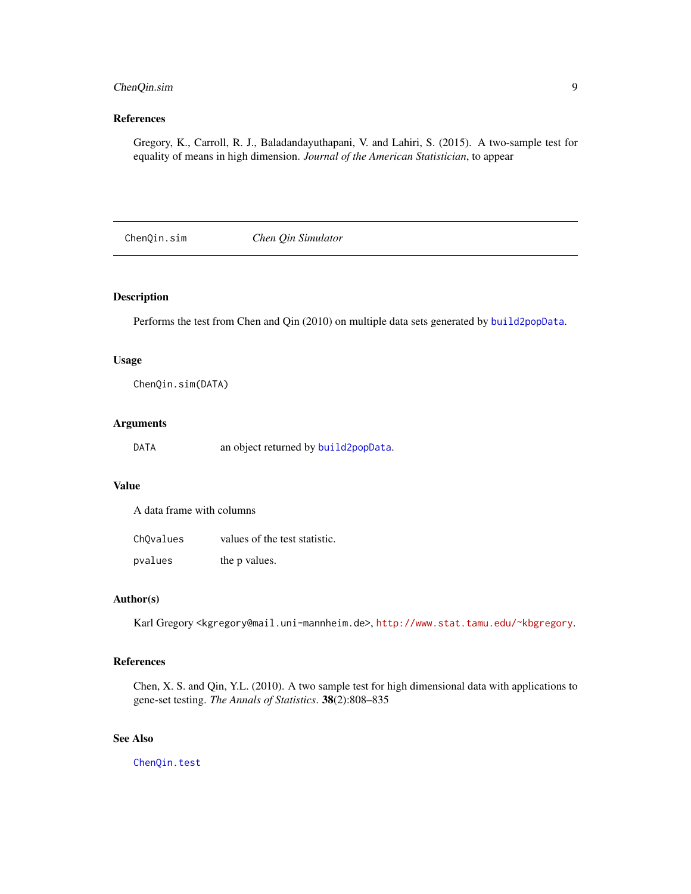## References

Gregory, K., Carroll, R. J., Baladandayuthapani, V. and Lahiri, S. (2015). A two-sample test for equality of means in high dimension. *Journal of the American Statistician*, to appear

---

ChenQin.sim *Chen Qin Simulator*

---

### Description

Performs the test from Chen and Qin (2010) on multiple data sets generated by `build2popData`.

### Usage

```
ChenQin.sim(DATA)
```

### Arguments

| | |
|---|---|
| DATA | an object returned by `build2popData`. |

### Value

A data frame with columns

| | |
|---|---|
| ChQvalues | values of the test statistic. |
| pvalues | the p values. |

### Author(s)

Karl Gregory <kgregory@mail.uni-mannheim.de>, http://www.stat.tamu.edu/~kbgregory.

### References

Chen, X. S. and Qin, Y.L. (2010). A two sample test for high dimensional data with applications to gene-set testing. *The Annals of Statistics*. **38**(2):808–835

### See Also

`ChenQin.test`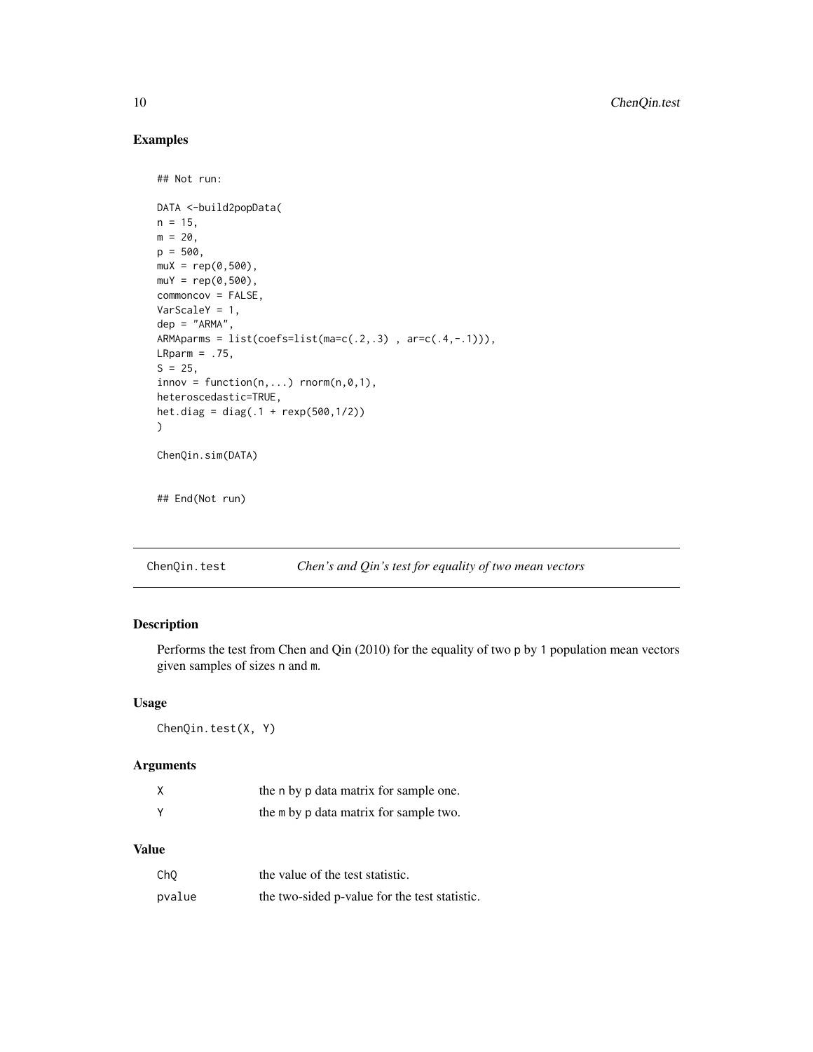## Examples

```
## Not run:

DATA <-build2popData(
n = 15,
m = 20,
p = 500,
muX = rep(0,500),
muY = rep(0,500),
commoncov = FALSE,
VarScaleY = 1,
dep = "ARMA",
ARMAparms = list(coefs=list(ma=c(.2,.3) , ar=c(.4,-.1))),
LRparm = .75,
S = 25,
innov = function(n,...) rnorm(n,0,1),
heteroscedastic=TRUE,
het.diag = diag(.1 + rexp(500,1/2))
)

ChenQin.sim(DATA)


## End(Not run)
```

---

## ChenQin.test — *Chen's and Qin's test for equality of two mean vectors*

### Description

Performs the test from Chen and Qin (2010) for the equality of two p by 1 population mean vectors given samples of sizes n and m.

### Usage

```
ChenQin.test(X, Y)
```

### Arguments

| | |
|---|---|
| X | the n by p data matrix for sample one. |
| Y | the m by p data matrix for sample two. |

### Value

| | |
|---|---|
| ChQ | the value of the test statistic. |
| pvalue | the two-sided p-value for the test statistic. |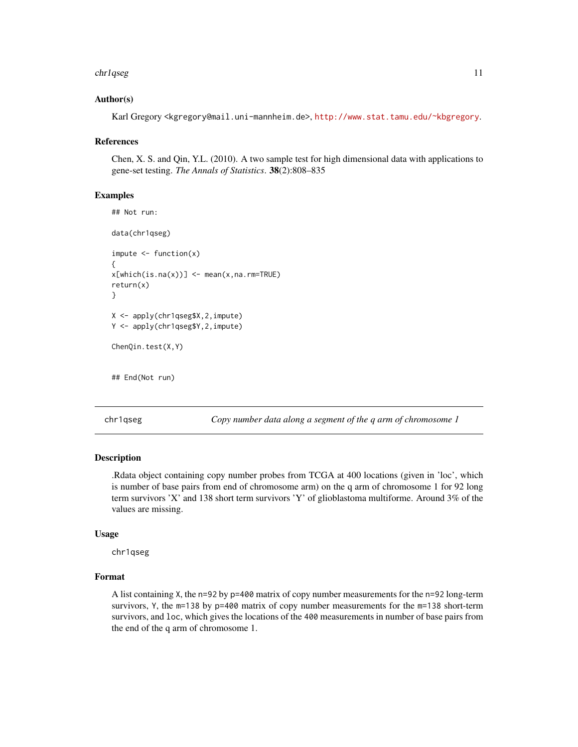### Author(s)

Karl Gregory <kgregory@mail.uni-mannheim.de>, http://www.stat.tamu.edu/~kbgregory.

### References

Chen, X. S. and Qin, Y.L. (2010). A two sample test for high dimensional data with applications to gene-set testing. *The Annals of Statistics*. **38**(2):808–835

### Examples

```
## Not run:

data(chr1qseg)

impute <- function(x)
{
x[which(is.na(x))] <- mean(x,na.rm=TRUE)
return(x)
}

X <- apply(chr1qseg$X,2,impute)
Y <- apply(chr1qseg$Y,2,impute)

ChenQin.test(X,Y)


## End(Not run)
```

---

## chr1qseg — *Copy number data along a segment of the q arm of chromosome 1*

### Description

.Rdata object containing copy number probes from TCGA at 400 locations (given in 'loc', which is number of base pairs from end of chromosome arm) on the q arm of chromosome 1 for 92 long term survivors 'X' and 138 short term survivors 'Y' of glioblastoma multiforme. Around 3% of the values are missing.

### Usage

```
chr1qseg
```

### Format

A list containing `X`, the `n=92` by `p=400` matrix of copy number measurements for the `n=92` long-term survivors, `Y`, the `m=138` by `p=400` matrix of copy number measurements for the `m=138` short-term survivors, and `loc`, which gives the locations of the `400` measurements in number of base pairs from the end of the q arm of chromosome 1.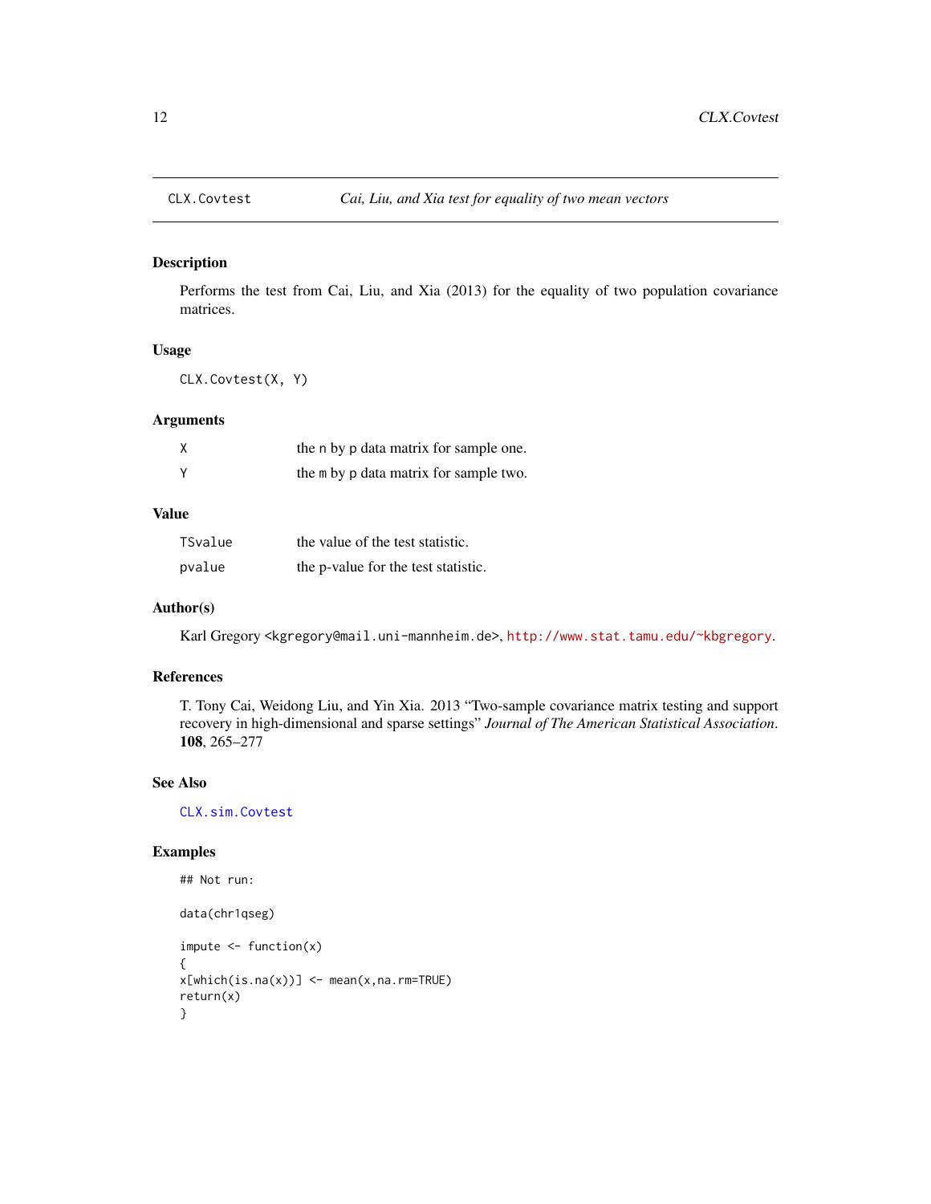CLX.Covtest — *Cai, Liu, and Xia test for equality of two mean vectors*

## Description

Performs the test from Cai, Liu, and Xia (2013) for the equality of two population covariance matrices.

## Usage

```
CLX.Covtest(X, Y)
```

## Arguments

| | |
|---|---|
| X | the n by p data matrix for sample one. |
| Y | the m by p data matrix for sample two. |

## Value

| | |
|---|---|
| TSvalue | the value of the test statistic. |
| pvalue | the p-value for the test statistic. |

## Author(s)

Karl Gregory <kgregory@mail.uni-mannheim.de>, http://www.stat.tamu.edu/~kbgregory.

## References

T. Tony Cai, Weidong Liu, and Yin Xia. 2013 "Two-sample covariance matrix testing and support recovery in high-dimensional and sparse settings" *Journal of The American Statistical Association*. **108**, 265–277

## See Also

CLX.sim.Covtest

## Examples

```
## Not run:

data(chr1qseg)

impute <- function(x)
{
x[which(is.na(x))] <- mean(x,na.rm=TRUE)
return(x)
}
```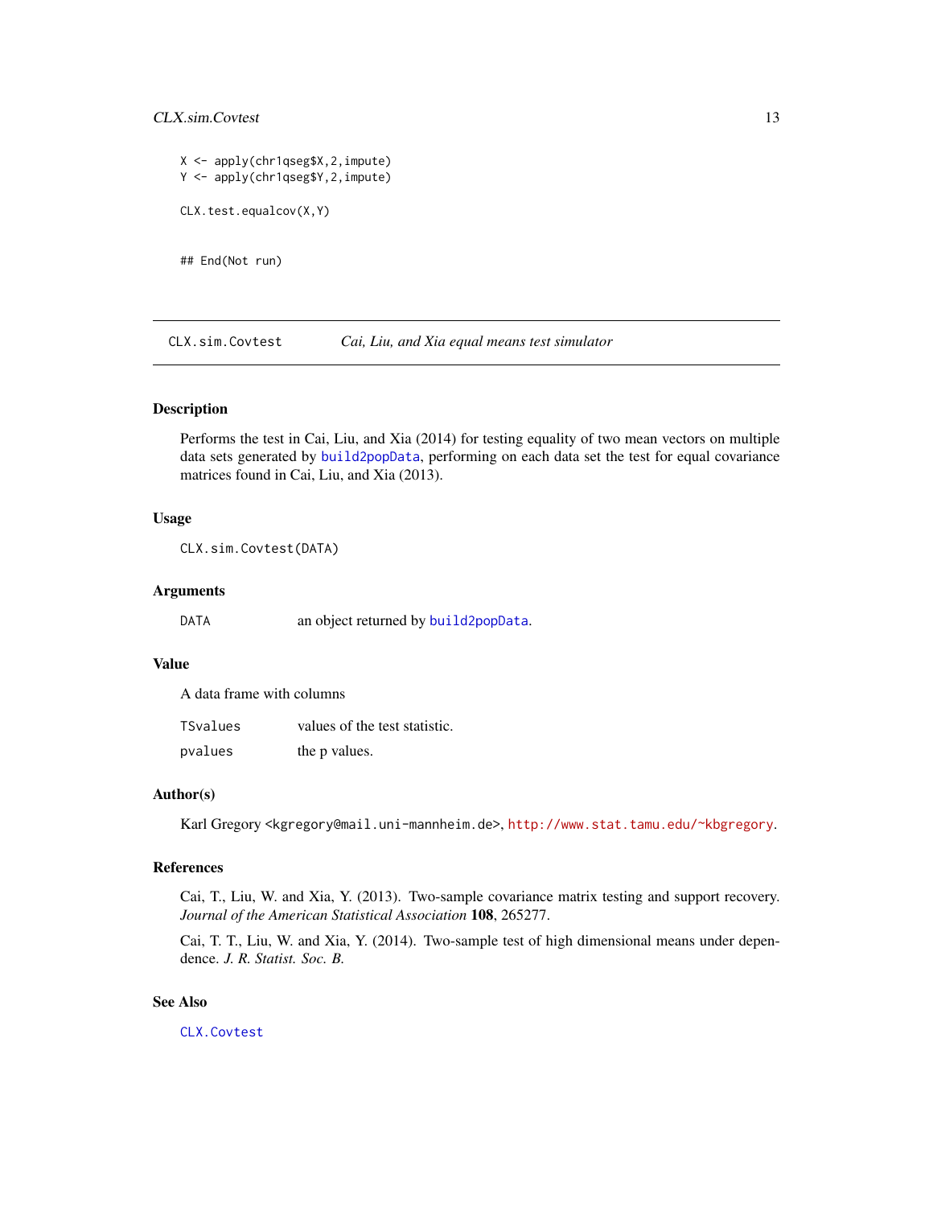```
X <- apply(chr1qseg$X,2,impute)
Y <- apply(chr1qseg$Y,2,impute)

CLX.test.equalcov(X,Y)


## End(Not run)
```

---

## CLX.sim.Covtest — *Cai, Liu, and Xia equal means test simulator*

---

### Description

Performs the test in Cai, Liu, and Xia (2014) for testing equality of two mean vectors on multiple data sets generated by `build2popData`, performing on each data set the test for equal covariance matrices found in Cai, Liu, and Xia (2013).

### Usage

```
CLX.sim.Covtest(DATA)
```

### Arguments

| | |
|---|---|
| `DATA` | an object returned by `build2popData`. |

### Value

A data frame with columns

| | |
|---|---|
| `TSvalues` | values of the test statistic. |
| `pvalues` | the p values. |

### Author(s)

Karl Gregory <kgregory@mail.uni-mannheim.de>, http://www.stat.tamu.edu/~kbgregory.

### References

Cai, T., Liu, W. and Xia, Y. (2013). Two-sample covariance matrix testing and support recovery. *Journal of the American Statistical Association* **108**, 265277.

Cai, T. T., Liu, W. and Xia, Y. (2014). Two-sample test of high dimensional means under dependence. *J. R. Statist. Soc. B.*

### See Also

`CLX.Covtest`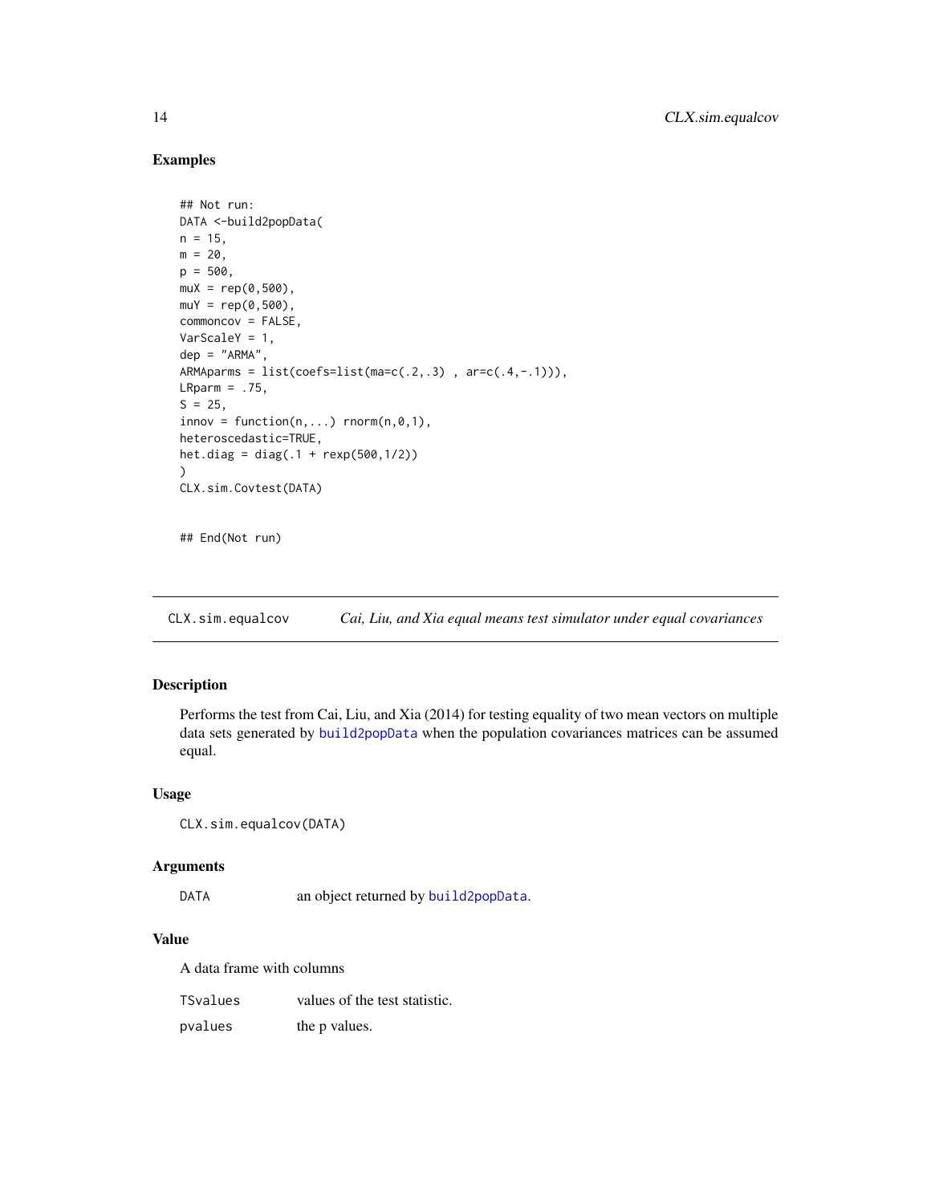### Examples

```
## Not run:
DATA <-build2popData(
n = 15,
m = 20,
p = 500,
muX = rep(0,500),
muY = rep(0,500),
commoncov = FALSE,
VarScaleY = 1,
dep = "ARMA",
ARMAparms = list(coefs=list(ma=c(.2,.3) , ar=c(.4,-.1))),
LRparm = .75,
S = 25,
innov = function(n,...) rnorm(n,0,1),
heteroscedastic=TRUE,
het.diag = diag(.1 + rexp(500,1/2))
)
CLX.sim.Covtest(DATA)

## End(Not run)
```

## CLX.sim.equalcov — *Cai, Liu, and Xia equal means test simulator under equal covariances*

### Description

Performs the test from Cai, Liu, and Xia (2014) for testing equality of two mean vectors on multiple data sets generated by build2popData when the population covariances matrices can be assumed equal.

### Usage

```
CLX.sim.equalcov(DATA)
```

### Arguments

| | |
|---|---|
| DATA | an object returned by build2popData. |

### Value

A data frame with columns

| | |
|---|---|
| TSvalues | values of the test statistic. |
| pvalues | the p values. |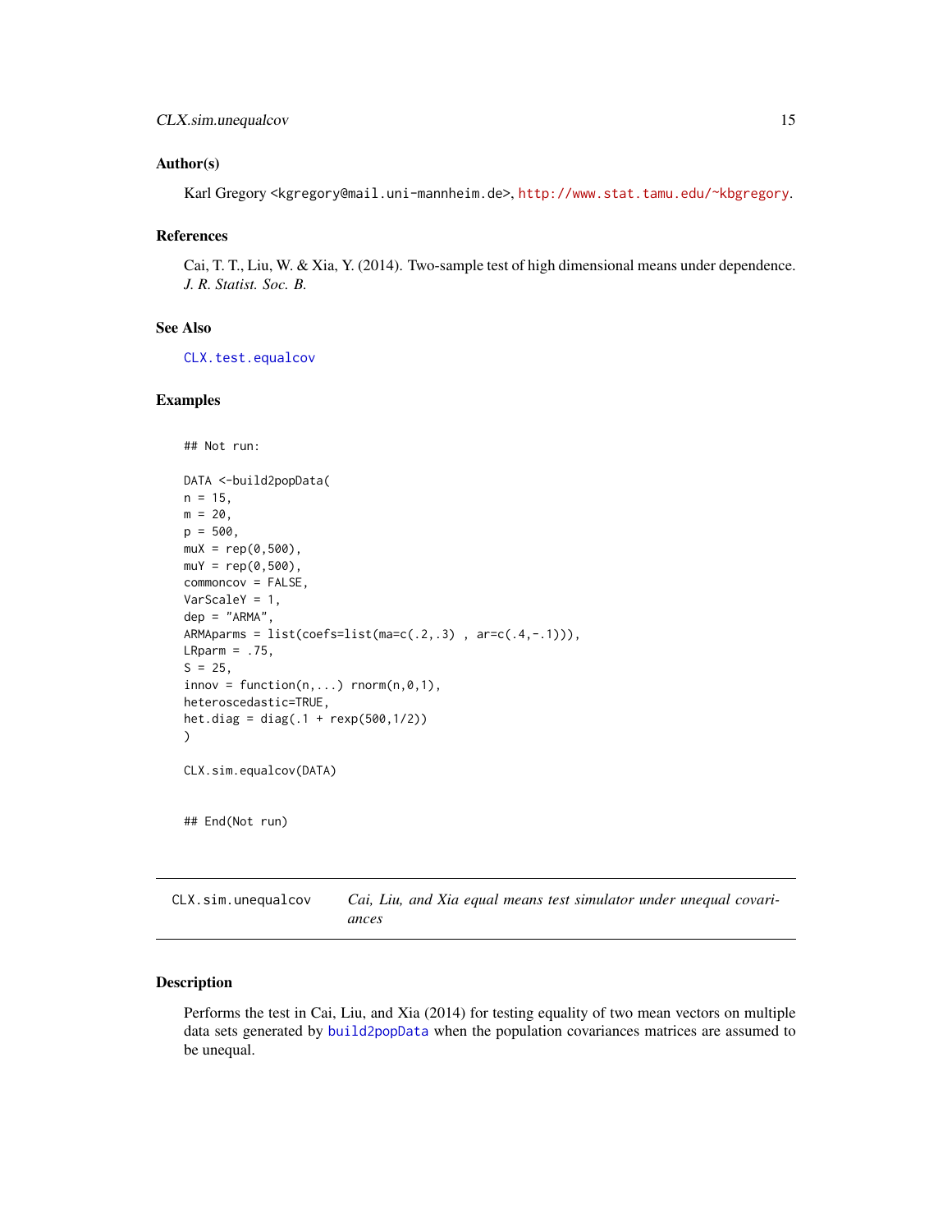### Author(s)

Karl Gregory <kgregory@mail.uni-mannheim.de>, http://www.stat.tamu.edu/~kbgregory.

### References

Cai, T. T., Liu, W. & Xia, Y. (2014). Two-sample test of high dimensional means under dependence. *J. R. Statist. Soc. B.*

### See Also

CLX.test.equalcov

### Examples

```
## Not run:

DATA <-build2popData(
n = 15,
m = 20,
p = 500,
muX = rep(0,500),
muY = rep(0,500),
commoncov = FALSE,
VarScaleY = 1,
dep = "ARMA",
ARMAparms = list(coefs=list(ma=c(.2,.3) , ar=c(.4,-.1))),
LRparm = .75,
S = 25,
innov = function(n,...) rnorm(n,0,1),
heteroscedastic=TRUE,
het.diag = diag(.1 + rexp(500,1/2))
)

CLX.sim.equalcov(DATA)


## End(Not run)
```

## CLX.sim.unequalcov    *Cai, Liu, and Xia equal means test simulator under unequal covariances*

### Description

Performs the test in Cai, Liu, and Xia (2014) for testing equality of two mean vectors on multiple data sets generated by build2popData when the population covariances matrices are assumed to be unequal.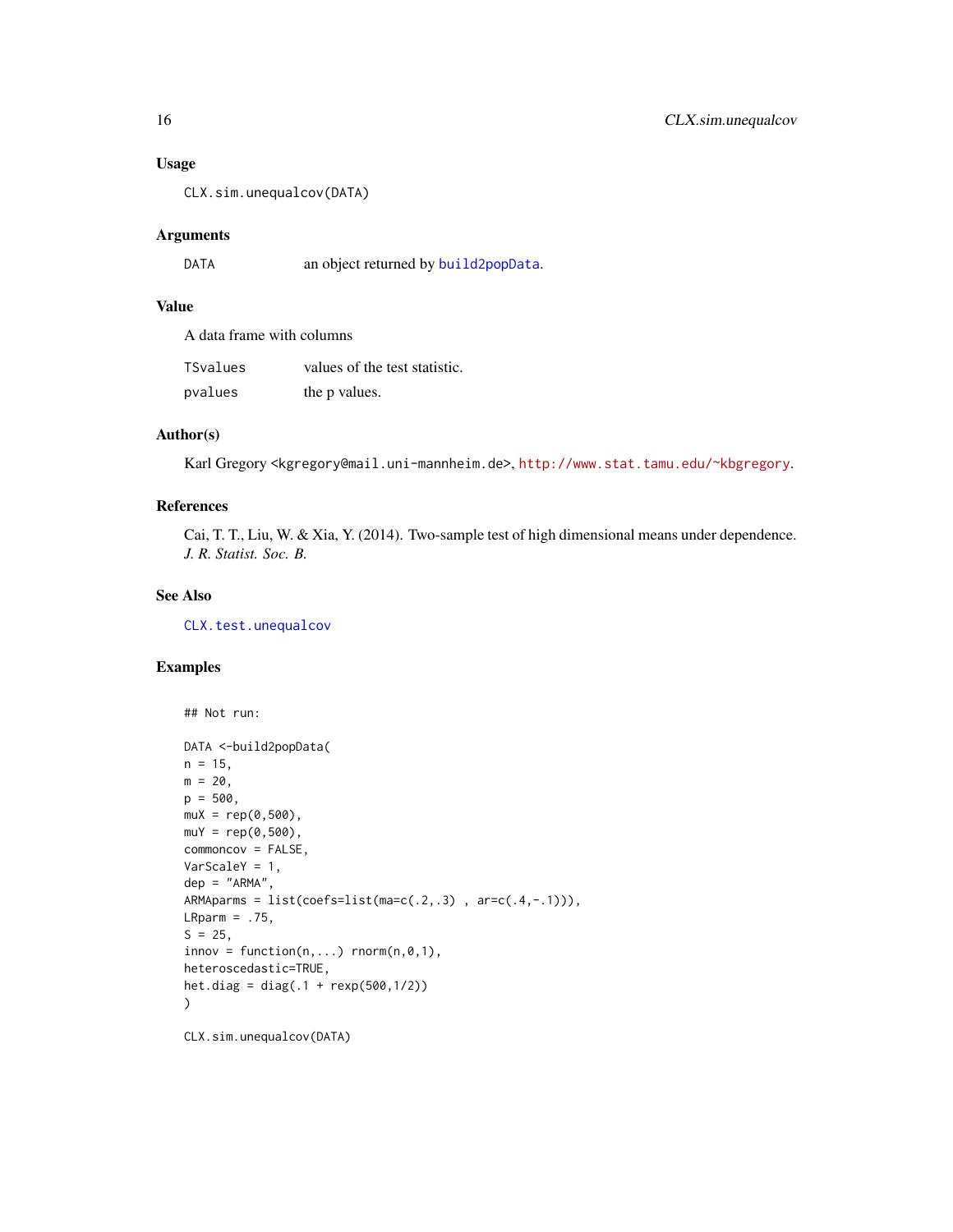### Usage

```
CLX.sim.unequalcov(DATA)
```

### Arguments

| | |
|---|---|
| DATA | an object returned by build2popData. |

### Value

A data frame with columns

| | |
|---|---|
| TSvalues | values of the test statistic. |
| pvalues | the p values. |

### Author(s)

Karl Gregory <kgregory@mail.uni-mannheim.de>, http://www.stat.tamu.edu/~kbgregory.

### References

Cai, T. T., Liu, W. & Xia, Y. (2014). Two-sample test of high dimensional means under dependence. *J. R. Statist. Soc. B.*

### See Also

CLX.test.unequalcov

### Examples

```
## Not run:

DATA <-build2popData(
n = 15,
m = 20,
p = 500,
muX = rep(0,500),
muY = rep(0,500),
commoncov = FALSE,
VarScaleY = 1,
dep = "ARMA",
ARMAparms = list(coefs=list(ma=c(.2,.3) , ar=c(.4,-.1))),
LRparm = .75,
S = 25,
innov = function(n,...) rnorm(n,0,1),
heteroscedastic=TRUE,
het.diag = diag(.1 + rexp(500,1/2))
)

CLX.sim.unequalcov(DATA)
```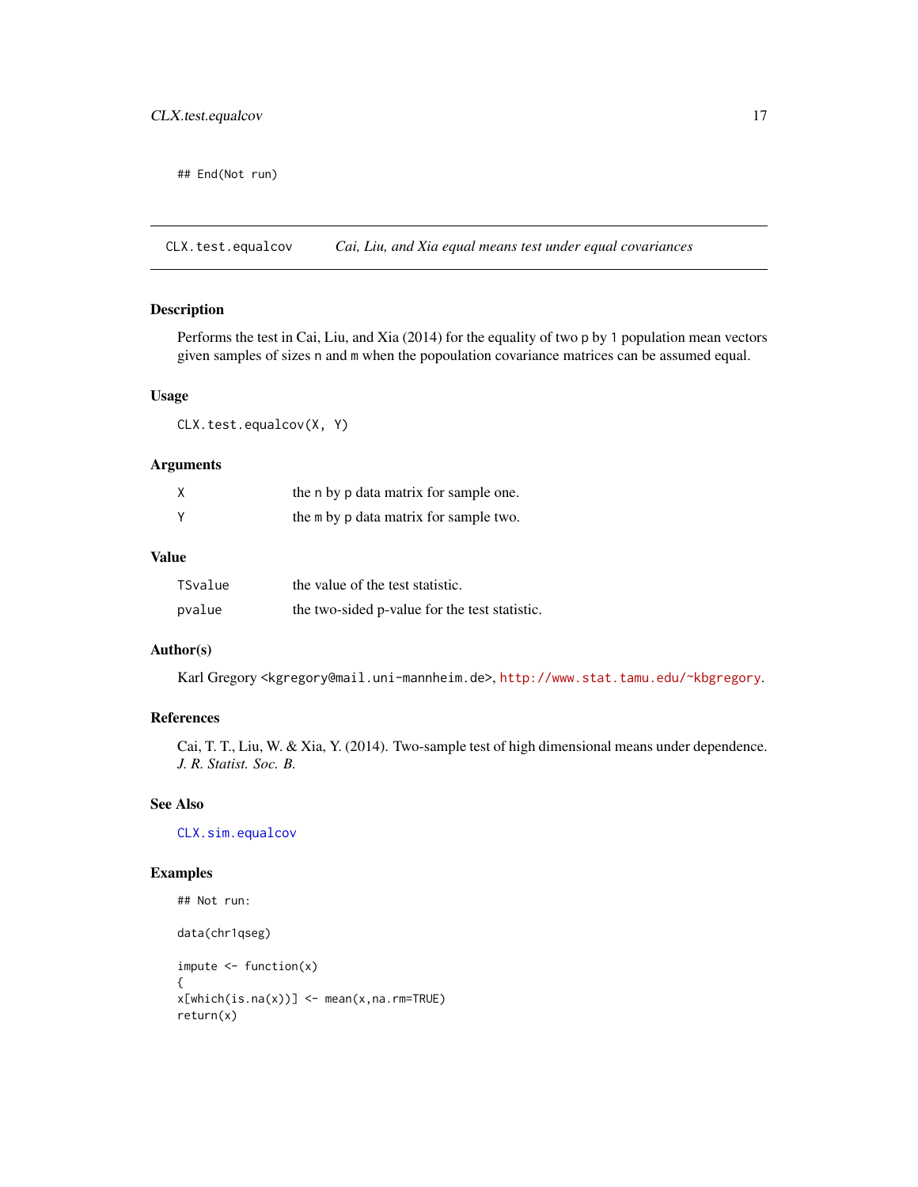```
## End(Not run)
```

---

## CLX.test.equalcov — *Cai, Liu, and Xia equal means test under equal covariances*

---

### Description

Performs the test in Cai, Liu, and Xia (2014) for the equality of two p by 1 population mean vectors given samples of sizes n and m when the popoulation covariance matrices can be assumed equal.

### Usage

```
CLX.test.equalcov(X, Y)
```

### Arguments

| | |
|---|---|
| X | the n by p data matrix for sample one. |
| Y | the m by p data matrix for sample two. |

### Value

| | |
|---|---|
| TSvalue | the value of the test statistic. |
| pvalue | the two-sided p-value for the test statistic. |

### Author(s)

Karl Gregory <kgregory@mail.uni-mannheim.de>, http://www.stat.tamu.edu/~kbgregory.

### References

Cai, T. T., Liu, W. & Xia, Y. (2014). Two-sample test of high dimensional means under dependence. *J. R. Statist. Soc. B.*

### See Also

CLX.sim.equalcov

### Examples

```
## Not run:

data(chr1qseg)

impute <- function(x)
{
x[which(is.na(x))] <- mean(x,na.rm=TRUE)
return(x)
```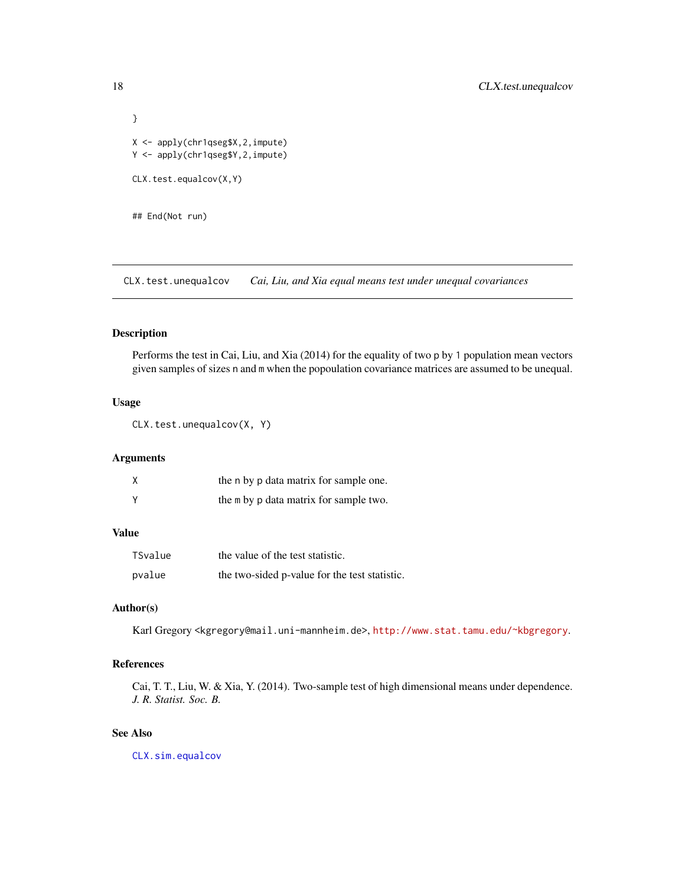```
}

X <- apply(chr1qseg$X,2,impute)
Y <- apply(chr1qseg$Y,2,impute)

CLX.test.equalcov(X,Y)


## End(Not run)
```

---

## CLX.test.unequalcov — *Cai, Liu, and Xia equal means test under unequal covariances*

---

### Description

Performs the test in Cai, Liu, and Xia (2014) for the equality of two p by 1 population mean vectors given samples of sizes n and m when the popoulation covariance matrices are assumed to be unequal.

### Usage

```
CLX.test.unequalcov(X, Y)
```

### Arguments

| | |
|---|---|
| X | the n by p data matrix for sample one. |
| Y | the m by p data matrix for sample two. |

### Value

| | |
|---|---|
| TSvalue | the value of the test statistic. |
| pvalue | the two-sided p-value for the test statistic. |

### Author(s)

Karl Gregory <kgregory@mail.uni-mannheim.de>, http://www.stat.tamu.edu/~kbgregory.

### References

Cai, T. T., Liu, W. & Xia, Y. (2014). Two-sample test of high dimensional means under dependence. *J. R. Statist. Soc. B.*

### See Also

CLX.sim.equalcov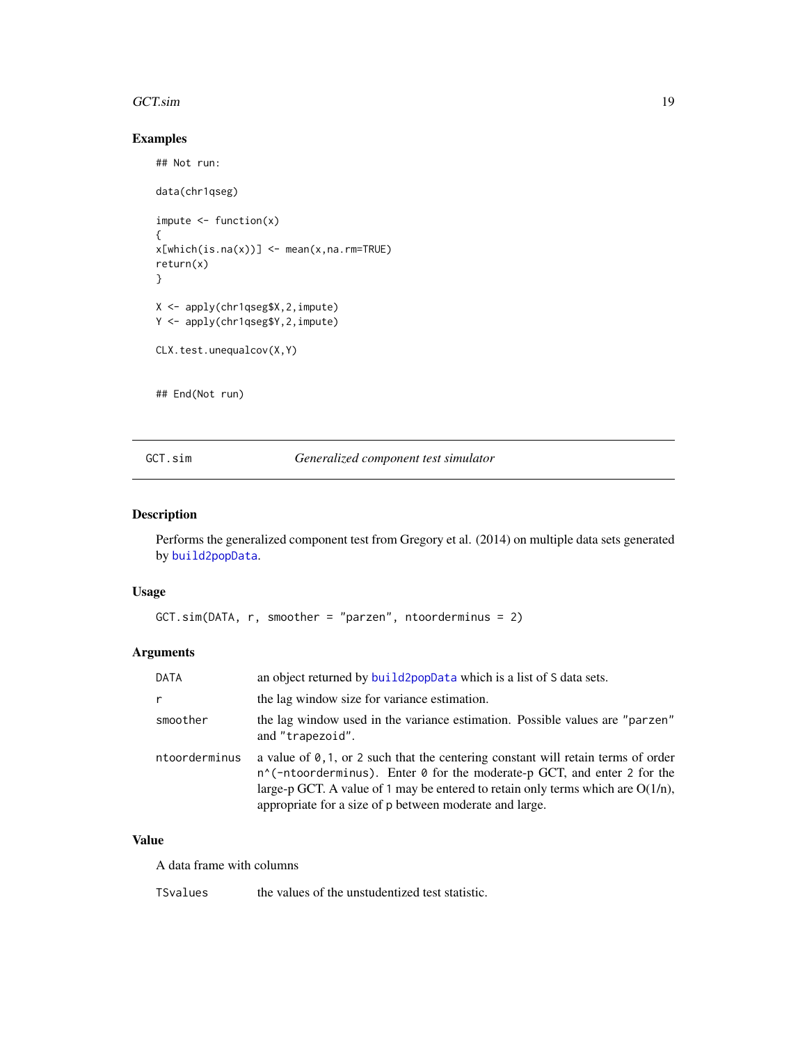## Examples

```
## Not run:

data(chr1qseg)

impute <- function(x)
{
x[which(is.na(x))] <- mean(x,na.rm=TRUE)
return(x)
}

X <- apply(chr1qseg$X,2,impute)
Y <- apply(chr1qseg$Y,2,impute)

CLX.test.unequalcov(X,Y)


## End(Not run)
```

---

`GCT.sim` *Generalized component test simulator*

---

## Description

Performs the generalized component test from Gregory et al. (2014) on multiple data sets generated by `build2popData`.

## Usage

```
GCT.sim(DATA, r, smoother = "parzen", ntoorderminus = 2)
```

## Arguments

| | |
|---|---|
| `DATA` | an object returned by `build2popData` which is a list of `S` data sets. |
| `r` | the lag window size for variance estimation. |
| `smoother` | the lag window used in the variance estimation. Possible values are `"parzen"` and `"trapezoid"`. |
| `ntoorderminus` | a value of `0,1`, or `2` such that the centering constant will retain terms of order `n^(-ntoorderminus)`. Enter `0` for the moderate-p GCT, and enter `2` for the large-p GCT. A value of `1` may be entered to retain only terms which are O(1/n), appropriate for a size of `p` between moderate and large. |

## Value

A data frame with columns

| | |
|---|---|
| `TSvalues` | the values of the unstudentized test statistic. |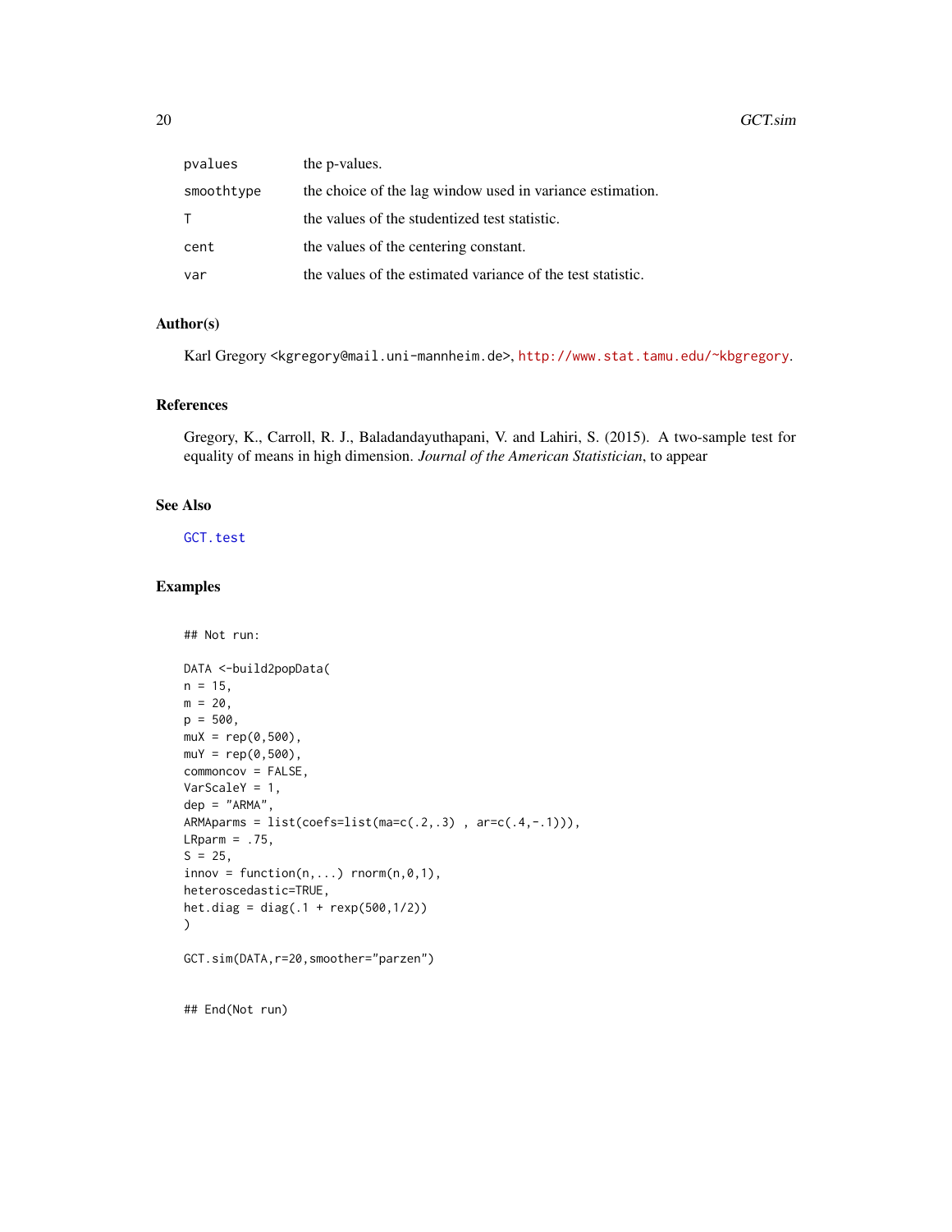| | |
|---|---|
| pvalues | the p-values. |
| smoothtype | the choice of the lag window used in variance estimation. |
| T | the values of the studentized test statistic. |
| cent | the values of the centering constant. |
| var | the values of the estimated variance of the test statistic. |

### Author(s)

Karl Gregory <kgregory@mail.uni-mannheim.de>, http://www.stat.tamu.edu/~kbgregory.

### References

Gregory, K., Carroll, R. J., Baladandayuthapani, V. and Lahiri, S. (2015). A two-sample test for equality of means in high dimension. *Journal of the American Statistician*, to appear

### See Also

GCT.test

### Examples

```
## Not run:

DATA <-build2popData(
n = 15,
m = 20,
p = 500,
muX = rep(0,500),
muY = rep(0,500),
commoncov = FALSE,
VarScaleY = 1,
dep = "ARMA",
ARMAparms = list(coefs=list(ma=c(.2,.3) , ar=c(.4,-.1))),
LRparm = .75,
S = 25,
innov = function(n,...) rnorm(n,0,1),
heteroscedastic=TRUE,
het.diag = diag(.1 + rexp(500,1/2))
)

GCT.sim(DATA,r=20,smoother="parzen")


## End(Not run)
```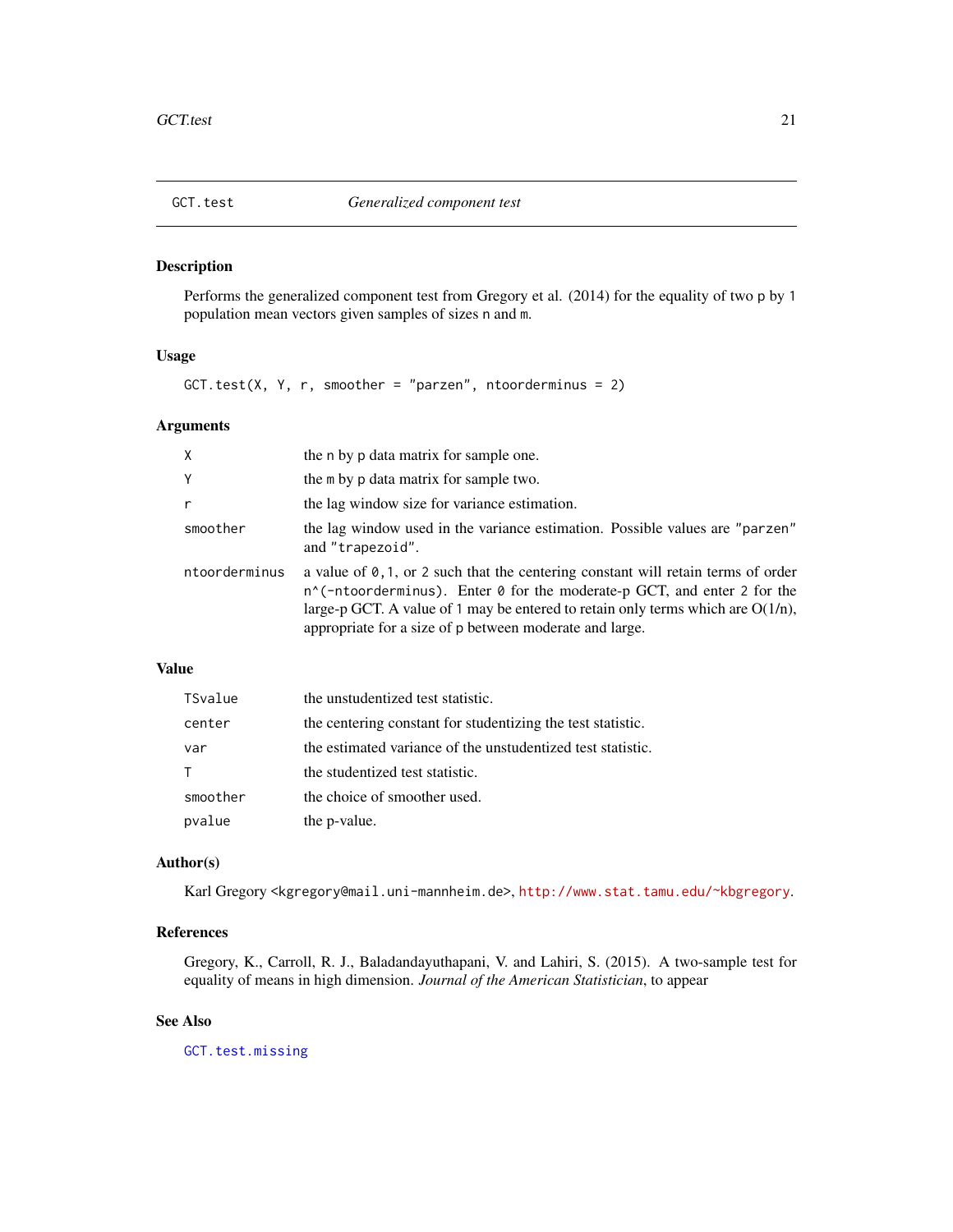# GCT.test — *Generalized component test*

## Description

Performs the generalized component test from Gregory et al. (2014) for the equality of two `p` by `1` population mean vectors given samples of sizes `n` and `m`.

## Usage

```
GCT.test(X, Y, r, smoother = "parzen", ntoorderminus = 2)
```

## Arguments

| | |
|---|---|
| `X` | the `n` by `p` data matrix for sample one. |
| `Y` | the `m` by `p` data matrix for sample two. |
| `r` | the lag window size for variance estimation. |
| `smoother` | the lag window used in the variance estimation. Possible values are `"parzen"` and `"trapezoid"`. |
| `ntoorderminus` | a value of `0`, `1`, or `2` such that the centering constant will retain terms of order `n^(-ntoorderminus)`. Enter `0` for the moderate-p GCT, and enter `2` for the large-p GCT. A value of `1` may be entered to retain only terms which are O(1/n), appropriate for a size of `p` between moderate and large. |

## Value

| | |
|---|---|
| `TSvalue` | the unstudentized test statistic. |
| `center` | the centering constant for studentizing the test statistic. |
| `var` | the estimated variance of the unstudentized test statistic. |
| `T` | the studentized test statistic. |
| `smoother` | the choice of smoother used. |
| `pvalue` | the p-value. |

## Author(s)

Karl Gregory <kgregory@mail.uni-mannheim.de>, http://www.stat.tamu.edu/~kbgregory.

## References

Gregory, K., Carroll, R. J., Baladandayuthapani, V. and Lahiri, S. (2015). A two-sample test for equality of means in high dimension. *Journal of the American Statistician*, to appear

## See Also

`GCT.test.missing`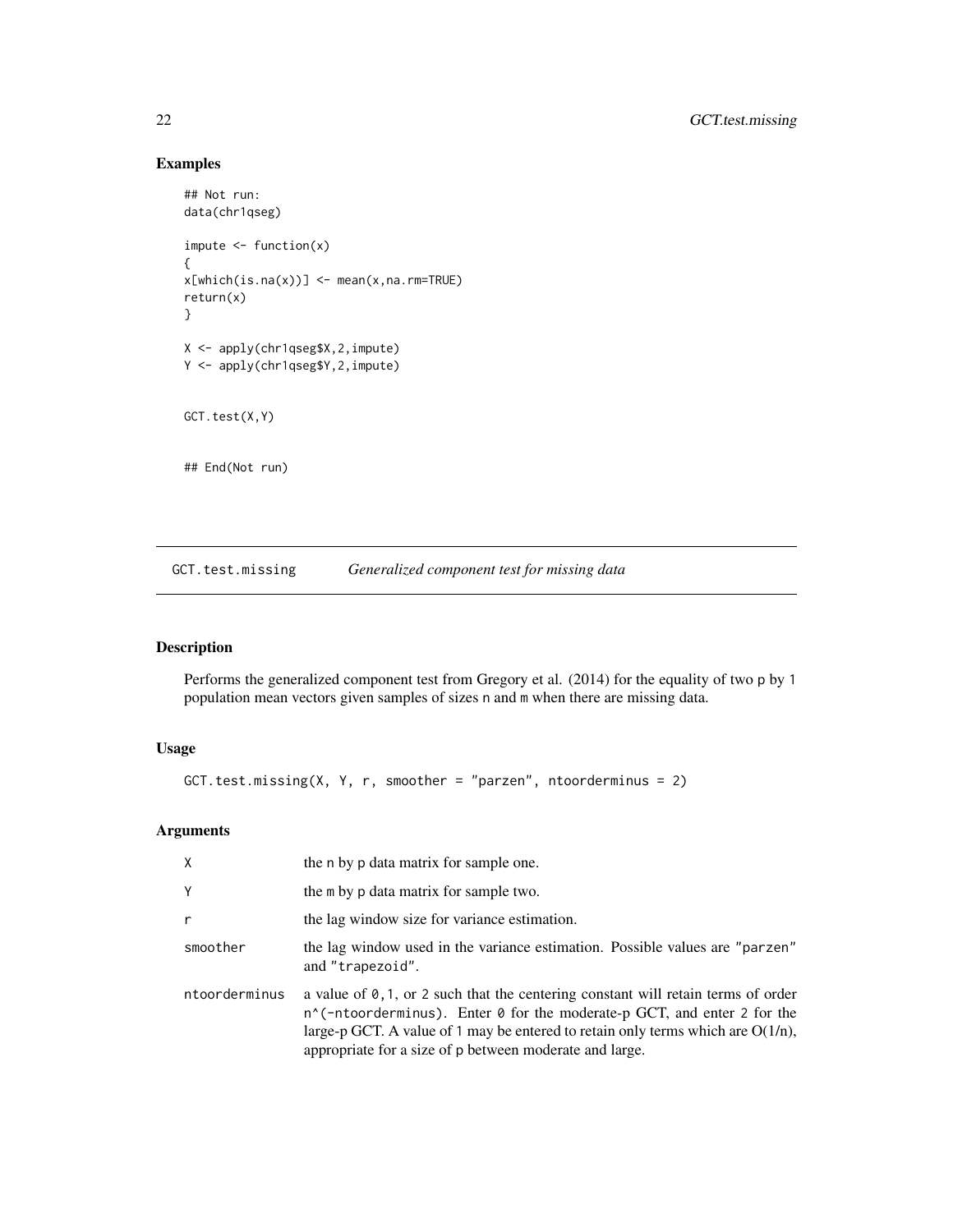## Examples

```
## Not run:
data(chr1qseg)

impute <- function(x)
{
x[which(is.na(x))] <- mean(x,na.rm=TRUE)
return(x)
}

X <- apply(chr1qseg$X,2,impute)
Y <- apply(chr1qseg$Y,2,impute)


GCT.test(X,Y)


## End(Not run)
```

---

GCT.test.missing *Generalized component test for missing data*

---

## Description

Performs the generalized component test from Gregory et al. (2014) for the equality of two p by 1 population mean vectors given samples of sizes n and m when there are missing data.

## Usage

```
GCT.test.missing(X, Y, r, smoother = "parzen", ntoorderminus = 2)
```

## Arguments

| | |
|---|---|
| X | the n by p data matrix for sample one. |
| Y | the m by p data matrix for sample two. |
| r | the lag window size for variance estimation. |
| smoother | the lag window used in the variance estimation. Possible values are "parzen" and "trapezoid". |
| ntoorderminus | a value of 0,1, or 2 such that the centering constant will retain terms of order n^(-ntoorderminus). Enter 0 for the moderate-p GCT, and enter 2 for the large-p GCT. A value of 1 may be entered to retain only terms which are O(1/n), appropriate for a size of p between moderate and large. |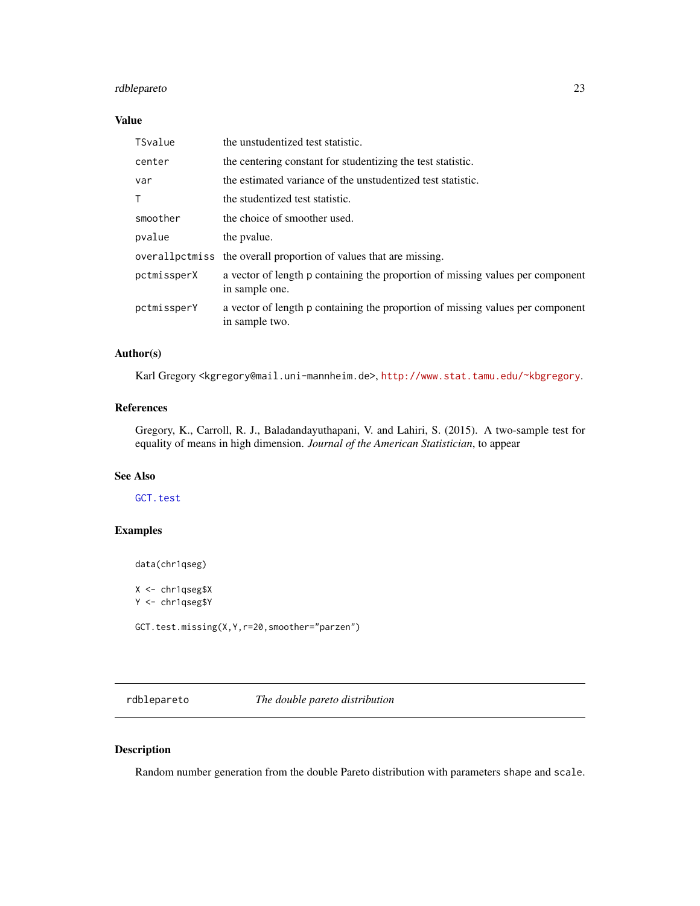### Value

| | |
|---|---|
| `TSvalue` | the unstudentized test statistic. |
| `center` | the centering constant for studentizing the test statistic. |
| `var` | the estimated variance of the unstudentized test statistic. |
| `T` | the studentized test statistic. |
| `smoother` | the choice of smoother used. |
| `pvalue` | the pvalue. |
| `overallpctmiss` | the overall proportion of values that are missing. |
| `pctmissperX` | a vector of length p containing the proportion of missing values per component in sample one. |
| `pctmissperY` | a vector of length p containing the proportion of missing values per component in sample two. |

### Author(s)

Karl Gregory <kgregory@mail.uni-mannheim.de>, http://www.stat.tamu.edu/~kbgregory.

### References

Gregory, K., Carroll, R. J., Baladandayuthapani, V. and Lahiri, S. (2015). A two-sample test for equality of means in high dimension. *Journal of the American Statistician*, to appear

### See Also

`GCT.test`

### Examples

```
data(chr1qseg)

X <- chr1qseg$X
Y <- chr1qseg$Y

GCT.test.missing(X,Y,r=20,smoother="parzen")
```

---

## rdblepareto — *The double pareto distribution*

---

### Description

Random number generation from the double Pareto distribution with parameters `shape` and `scale`.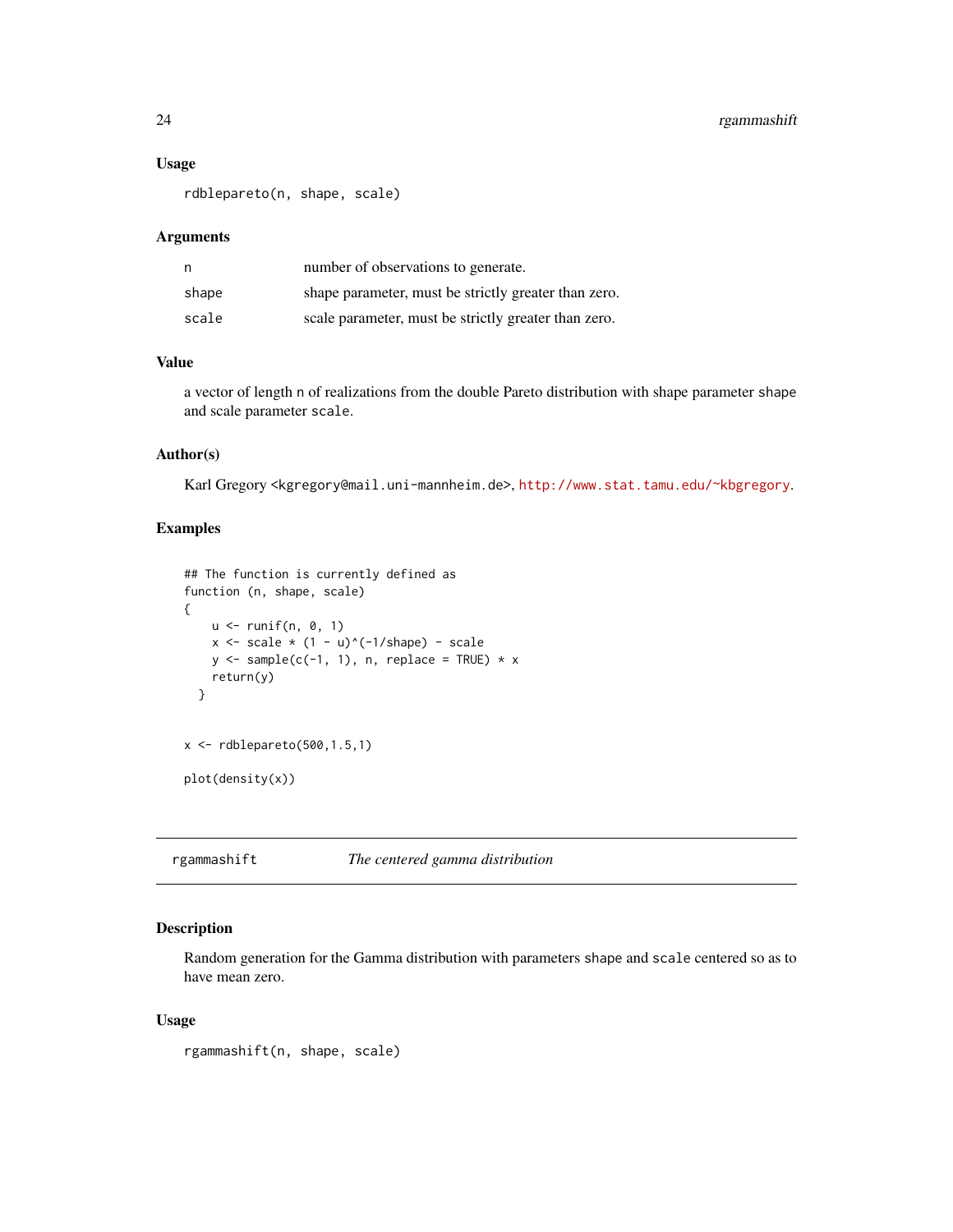### Usage

```
rdblepareto(n, shape, scale)
```

### Arguments

| | |
|---|---|
| n | number of observations to generate. |
| shape | shape parameter, must be strictly greater than zero. |
| scale | scale parameter, must be strictly greater than zero. |

### Value

a vector of length n of realizations from the double Pareto distribution with shape parameter shape and scale parameter scale.

### Author(s)

Karl Gregory <kgregory@mail.uni-mannheim.de>, http://www.stat.tamu.edu/~kbgregory.

### Examples

```
## The function is currently defined as
function (n, shape, scale)
{
    u <- runif(n, 0, 1)
    x <- scale * (1 - u)^(-1/shape) - scale
    y <- sample(c(-1, 1), n, replace = TRUE) * x
    return(y)
  }


x <- rdblepareto(500,1.5,1)

plot(density(x))
```

---

## rgammashift *The centered gamma distribution*

### Description

Random generation for the Gamma distribution with parameters shape and scale centered so as to have mean zero.

### Usage

```
rgammashift(n, shape, scale)
```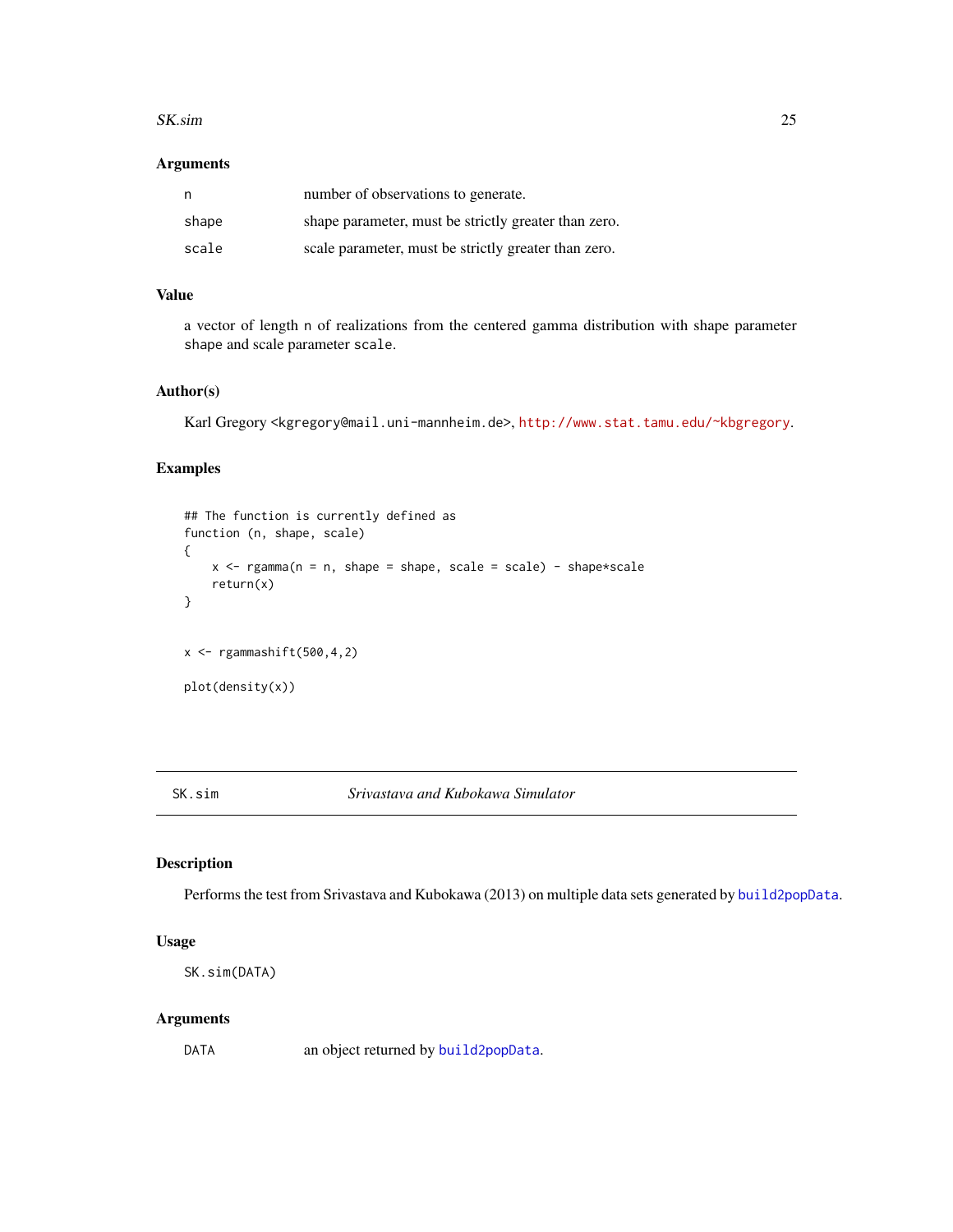### Arguments

| | |
|---|---|
| n | number of observations to generate. |
| shape | shape parameter, must be strictly greater than zero. |
| scale | scale parameter, must be strictly greater than zero. |

### Value

a vector of length n of realizations from the centered gamma distribution with shape parameter shape and scale parameter scale.

### Author(s)

Karl Gregory <kgregory@mail.uni-mannheim.de>, http://www.stat.tamu.edu/~kbgregory.

### Examples

```
## The function is currently defined as
function (n, shape, scale)
{
    x <- rgamma(n = n, shape = shape, scale = scale) - shape*scale
    return(x)
}


x <- rgammashift(500,4,2)

plot(density(x))
```

---

## SK.sim *Srivastava and Kubokawa Simulator*

### Description

Performs the test from Srivastava and Kubokawa (2013) on multiple data sets generated by build2popData.

### Usage

```
SK.sim(DATA)
```

### Arguments

| | |
|---|---|
| DATA | an object returned by build2popData. |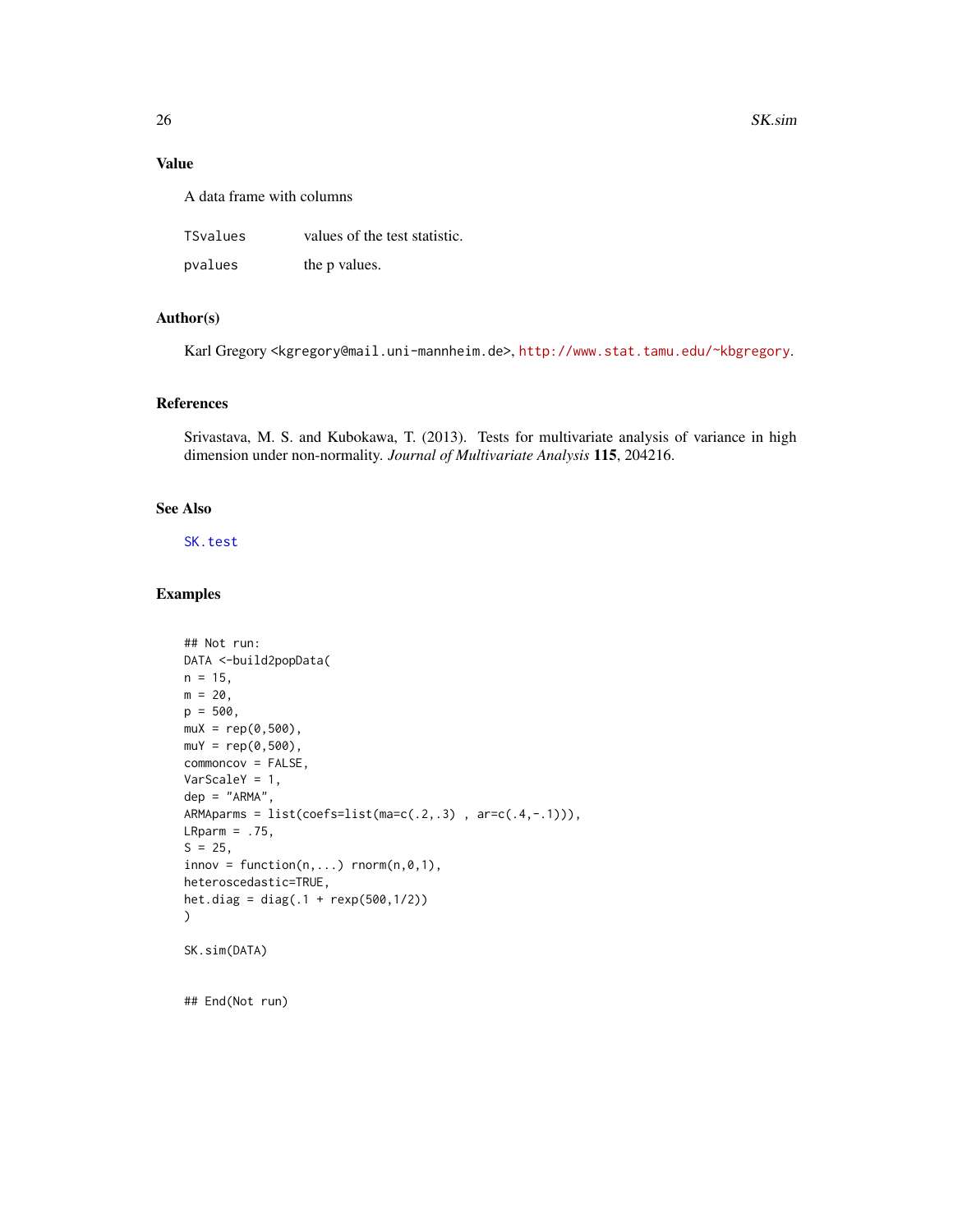## Value

A data frame with columns

| | |
|---|---|
| TSvalues | values of the test statistic. |
| pvalues | the p values. |

## Author(s)

Karl Gregory <kgregory@mail.uni-mannheim.de>, http://www.stat.tamu.edu/~kbgregory.

## References

Srivastava, M. S. and Kubokawa, T. (2013). Tests for multivariate analysis of variance in high dimension under non-normality. *Journal of Multivariate Analysis* **115**, 204216.

## See Also

SK.test

## Examples

```
## Not run:
DATA <-build2popData(
n = 15,
m = 20,
p = 500,
muX = rep(0,500),
muY = rep(0,500),
commoncov = FALSE,
VarScaleY = 1,
dep = "ARMA",
ARMAparms = list(coefs=list(ma=c(.2,.3) , ar=c(.4,-.1))),
LRparm = .75,
S = 25,
innov = function(n,...) rnorm(n,0,1),
heteroscedastic=TRUE,
het.diag = diag(.1 + rexp(500,1/2))
)

SK.sim(DATA)


## End(Not run)
```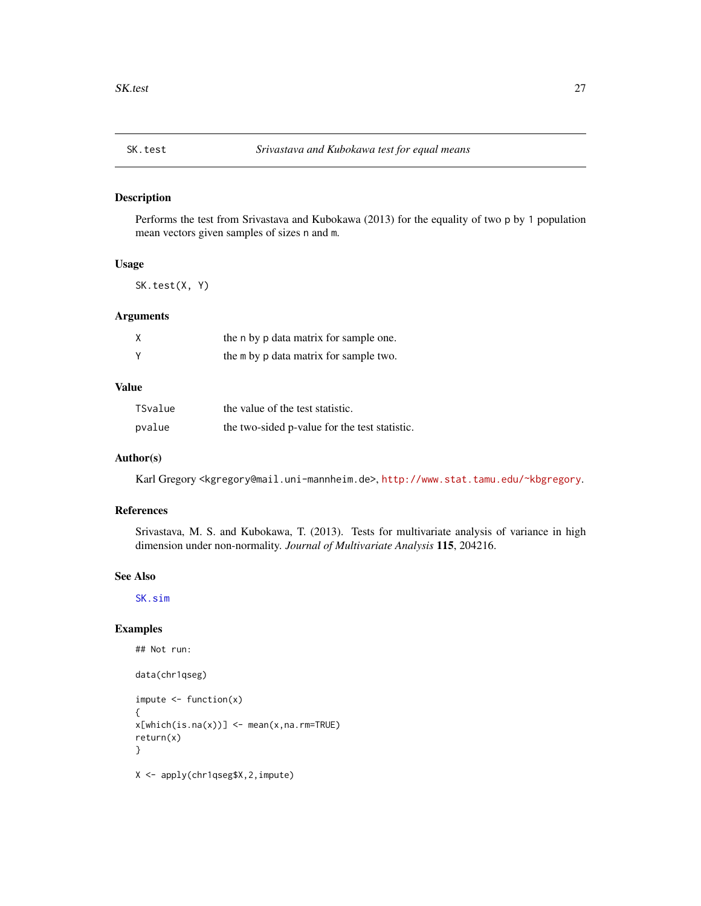## SK.test — *Srivastava and Kubokawa test for equal means*

### Description

Performs the test from Srivastava and Kubokawa (2013) for the equality of two p by 1 population mean vectors given samples of sizes n and m.

### Usage

```
SK.test(X, Y)
```

### Arguments

| | |
|---|---|
| X | the n by p data matrix for sample one. |
| Y | the m by p data matrix for sample two. |

### Value

| | |
|---|---|
| TSvalue | the value of the test statistic. |
| pvalue | the two-sided p-value for the test statistic. |

### Author(s)

Karl Gregory <kgregory@mail.uni-mannheim.de>, http://www.stat.tamu.edu/~kbgregory.

### References

Srivastava, M. S. and Kubokawa, T. (2013). Tests for multivariate analysis of variance in high dimension under non-normality. *Journal of Multivariate Analysis* **115**, 204216.

### See Also

SK.sim

### Examples

```
## Not run:

data(chr1qseg)

impute <- function(x)
{
x[which(is.na(x))] <- mean(x,na.rm=TRUE)
return(x)
}

X <- apply(chr1qseg$X,2,impute)
```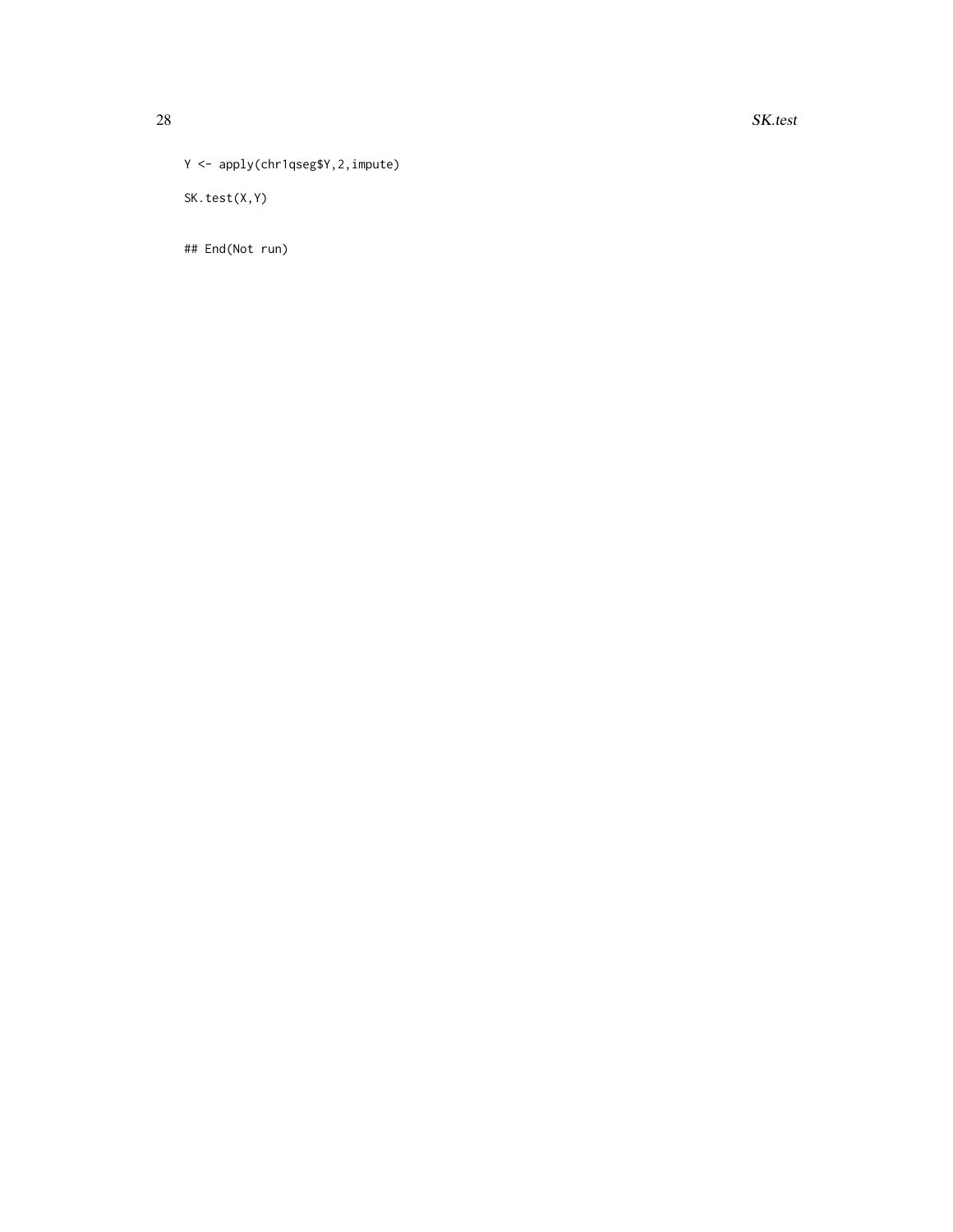```
Y <- apply(chr1qseg$Y,2,impute)

SK.test(X,Y)


## End(Not run)
```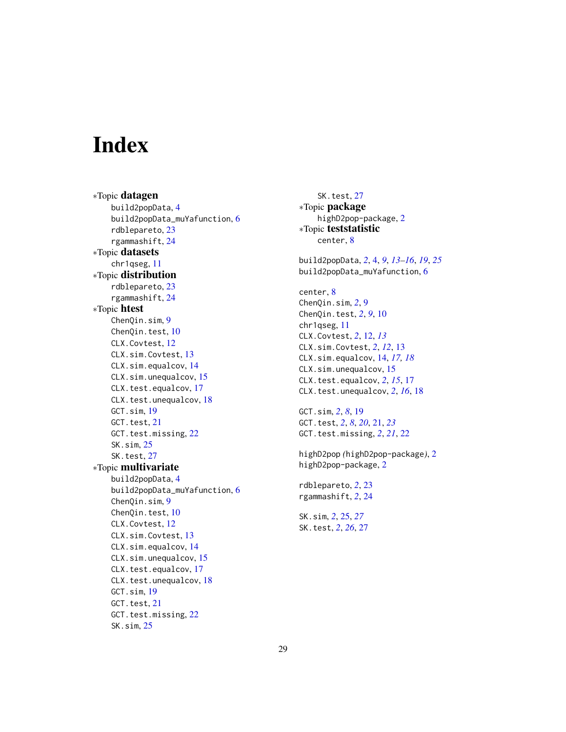# Index

∗Topic **datagen**
- build2popData, 4
- build2popData_muYafunction, 6
- rdblepareto, 23
- rgammashift, 24

∗Topic **datasets**
- chr1qseg, 11

∗Topic **distribution**
- rdblepareto, 23
- rgammashift, 24

∗Topic **htest**
- ChenQin.sim, 9
- ChenQin.test, 10
- CLX.Covtest, 12
- CLX.sim.Covtest, 13
- CLX.sim.equalcov, 14
- CLX.sim.unequalcov, 15
- CLX.test.equalcov, 17
- CLX.test.unequalcov, 18
- GCT.sim, 19
- GCT.test, 21
- GCT.test.missing, 22
- SK.sim, 25
- SK.test, 27

∗Topic **multivariate**
- build2popData, 4
- build2popData_muYafunction, 6
- ChenQin.sim, 9
- ChenQin.test, 10
- CLX.Covtest, 12
- CLX.sim.Covtest, 13
- CLX.sim.equalcov, 14
- CLX.sim.unequalcov, 15
- CLX.test.equalcov, 17
- CLX.test.unequalcov, 18
- GCT.sim, 19
- GCT.test, 21
- GCT.test.missing, 22
- SK.sim, 25
- SK.test, 27

∗Topic **package**
- highD2pop-package, 2

∗Topic **teststatistic**
- center, 8

build2popData, 2, 4, 9, *13–16*, *19*, *25*
build2popData_muYafunction, 6

center, 8
ChenQin.sim, *2*, 9
ChenQin.test, *2*, *9*, 10
chr1qseg, 11
CLX.Covtest, *2*, 12, *13*
CLX.sim.Covtest, *2*, *12*, 13
CLX.sim.equalcov, 14, *17, 18*
CLX.sim.unequalcov, 15
CLX.test.equalcov, *2*, *15*, 17
CLX.test.unequalcov, *2*, *16*, 18

GCT.sim, *2*, *8*, 19
GCT.test, *2*, *8*, *20*, 21, *23*
GCT.test.missing, *2*, *21*, 22

highD2pop *(*highD2pop-package*)*, 2
highD2pop-package, 2

rdblepareto, *2*, 23
rgammashift, *2*, 24

SK.sim, *2*, 25, *27*
SK.test, *2*, *26*, 27